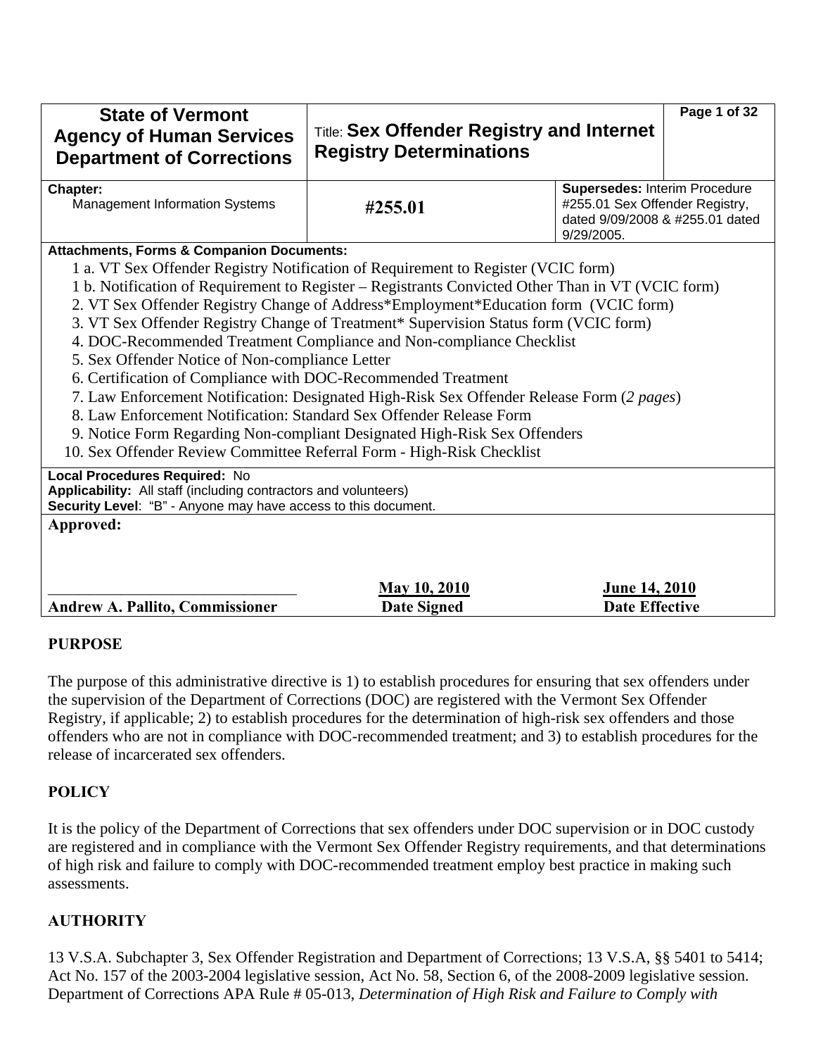| State of Vermont<br>Agency of Human Services<br>Department of Corrections | Title: **Sex Offender Registry and Internet Registry Determinations** | | |
|---|---|---|---|
| **Chapter:**<br>Management Information Systems | **#255.01** | **Supersedes:** Interim Procedure #255.01 Sex Offender Registry, dated 9/09/2008 & #255.01 dated 9/29/2005. | |

**Attachments, Forms & Companion Documents:**

1 a. VT Sex Offender Registry Notification of Requirement to Register (VCIC form)
1 b. Notification of Requirement to Register – Registrants Convicted Other Than in VT (VCIC form)
2. VT Sex Offender Registry Change of Address*Employment*Education form (VCIC form)
3. VT Sex Offender Registry Change of Treatment* Supervision Status form (VCIC form)
4. DOC-Recommended Treatment Compliance and Non-compliance Checklist
5. Sex Offender Notice of Non-compliance Letter
6. Certification of Compliance with DOC-Recommended Treatment
7. Law Enforcement Notification: Designated High-Risk Sex Offender Release Form (*2 pages*)
8. Law Enforcement Notification: Standard Sex Offender Release Form
9. Notice Form Regarding Non-compliant Designated High-Risk Sex Offenders
10. Sex Offender Review Committee Referral Form - High-Risk Checklist

**Local Procedures Required:** No
**Applicability:** All staff (including contractors and volunteers)
**Security Level**: "B" - Anyone may have access to this document.

**Approved:**

| _______________________________ | May 10, 2010 | June 14, 2010 |
|---|---|---|
| **Andrew A. Pallito, Commissioner** | **Date Signed** | **Date Effective** |

## PURPOSE

The purpose of this administrative directive is 1) to establish procedures for ensuring that sex offenders under the supervision of the Department of Corrections (DOC) are registered with the Vermont Sex Offender Registry, if applicable; 2) to establish procedures for the determination of high-risk sex offenders and those offenders who are not in compliance with DOC-recommended treatment; and 3) to establish procedures for the release of incarcerated sex offenders.

## POLICY

It is the policy of the Department of Corrections that sex offenders under DOC supervision or in DOC custody are registered and in compliance with the Vermont Sex Offender Registry requirements, and that determinations of high risk and failure to comply with DOC-recommended treatment employ best practice in making such assessments.

## AUTHORITY

13 V.S.A. Subchapter 3, Sex Offender Registration and Department of Corrections; 13 V.S.A, §§ 5401 to 5414; Act No. 157 of the 2003-2004 legislative session, Act No. 58, Section 6, of the 2008-2009 legislative session. Department of Corrections APA Rule # 05-013, *Determination of High Risk and Failure to Comply with*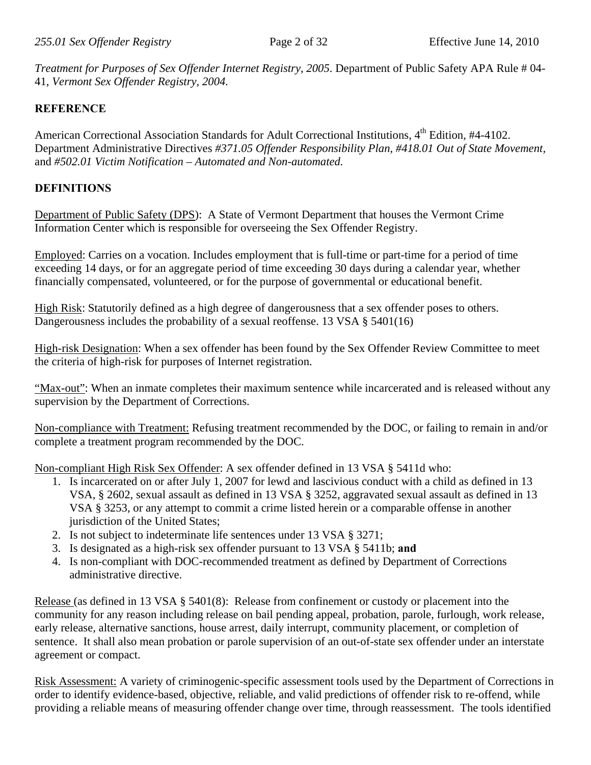*Treatment for Purposes of Sex Offender Internet Registry, 2005*. Department of Public Safety APA Rule # 04-41, *Vermont Sex Offender Registry, 2004*.

**REFERENCE**

American Correctional Association Standards for Adult Correctional Institutions, 4th Edition, #4-4102. Department Administrative Directives *#371.05 Offender Responsibility Plan*, *#418.01 Out of State Movement*, and *#502.01 Victim Notification – Automated and Non-automated.*

**DEFINITIONS**

Department of Public Safety (DPS): A State of Vermont Department that houses the Vermont Crime Information Center which is responsible for overseeing the Sex Offender Registry.

Employed: Carries on a vocation. Includes employment that is full-time or part-time for a period of time exceeding 14 days, or for an aggregate period of time exceeding 30 days during a calendar year, whether financially compensated, volunteered, or for the purpose of governmental or educational benefit.

High Risk: Statutorily defined as a high degree of dangerousness that a sex offender poses to others. Dangerousness includes the probability of a sexual reoffense. 13 VSA § 5401(16)

High-risk Designation: When a sex offender has been found by the Sex Offender Review Committee to meet the criteria of high-risk for purposes of Internet registration.

"Max-out": When an inmate completes their maximum sentence while incarcerated and is released without any supervision by the Department of Corrections.

Non-compliance with Treatment: Refusing treatment recommended by the DOC, or failing to remain in and/or complete a treatment program recommended by the DOC.

Non-compliant High Risk Sex Offender: A sex offender defined in 13 VSA § 5411d who:

1. Is incarcerated on or after July 1, 2007 for lewd and lascivious conduct with a child as defined in 13 VSA, § 2602, sexual assault as defined in 13 VSA § 3252, aggravated sexual assault as defined in 13 VSA § 3253, or any attempt to commit a crime listed herein or a comparable offense in another jurisdiction of the United States;
2. Is not subject to indeterminate life sentences under 13 VSA § 3271;
3. Is designated as a high-risk sex offender pursuant to 13 VSA § 5411b; **and**
4. Is non-compliant with DOC-recommended treatment as defined by Department of Corrections administrative directive.

Release (as defined in 13 VSA § 5401(8): Release from confinement or custody or placement into the community for any reason including release on bail pending appeal, probation, parole, furlough, work release, early release, alternative sanctions, house arrest, daily interrupt, community placement, or completion of sentence. It shall also mean probation or parole supervision of an out-of-state sex offender under an interstate agreement or compact.

Risk Assessment: A variety of criminogenic-specific assessment tools used by the Department of Corrections in order to identify evidence-based, objective, reliable, and valid predictions of offender risk to re-offend, while providing a reliable means of measuring offender change over time, through reassessment. The tools identified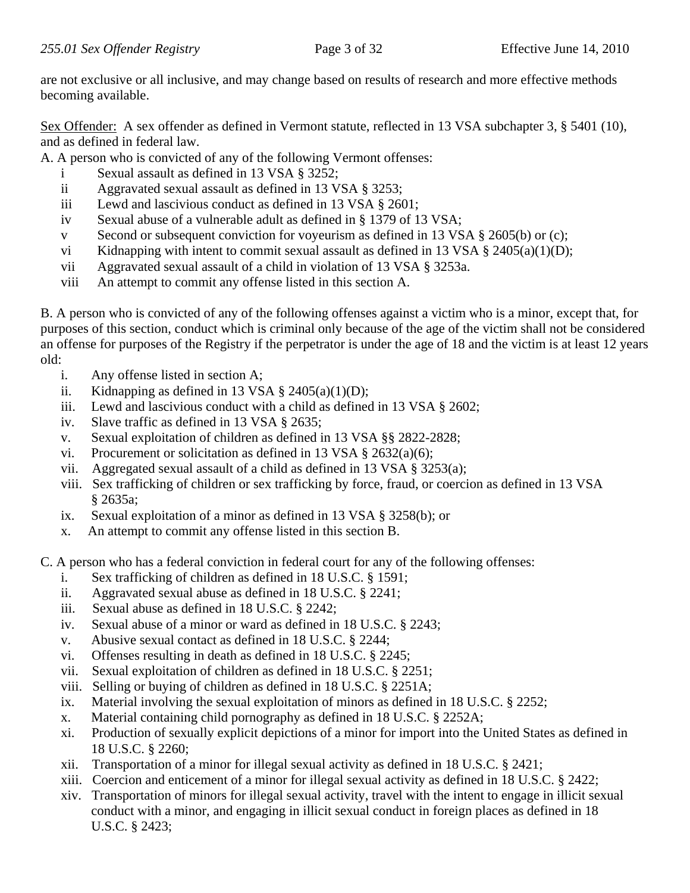are not exclusive or all inclusive, and may change based on results of research and more effective methods becoming available.

Sex Offender: A sex offender as defined in Vermont statute, reflected in 13 VSA subchapter 3, § 5401 (10), and as defined in federal law.

A. A person who is convicted of any of the following Vermont offenses:

- i Sexual assault as defined in 13 VSA § 3252;
- ii Aggravated sexual assault as defined in 13 VSA § 3253;
- iii Lewd and lascivious conduct as defined in 13 VSA § 2601;
- iv Sexual abuse of a vulnerable adult as defined in § 1379 of 13 VSA;
- v Second or subsequent conviction for voyeurism as defined in 13 VSA § 2605(b) or (c);
- vi Kidnapping with intent to commit sexual assault as defined in 13 VSA § 2405(a)(1)(D);
- vii Aggravated sexual assault of a child in violation of 13 VSA § 3253a.
- viii An attempt to commit any offense listed in this section A.

B. A person who is convicted of any of the following offenses against a victim who is a minor, except that, for purposes of this section, conduct which is criminal only because of the age of the victim shall not be considered an offense for purposes of the Registry if the perpetrator is under the age of 18 and the victim is at least 12 years old:

- i. Any offense listed in section A;
- ii. Kidnapping as defined in 13 VSA § 2405(a)(1)(D);
- iii. Lewd and lascivious conduct with a child as defined in 13 VSA § 2602;
- iv. Slave traffic as defined in 13 VSA § 2635;
- v. Sexual exploitation of children as defined in 13 VSA §§ 2822-2828;
- vi. Procurement or solicitation as defined in 13 VSA § 2632(a)(6);
- vii. Aggregated sexual assault of a child as defined in 13 VSA § 3253(a);
- viii. Sex trafficking of children or sex trafficking by force, fraud, or coercion as defined in 13 VSA § 2635a;
- ix. Sexual exploitation of a minor as defined in 13 VSA § 3258(b); or
- x. An attempt to commit any offense listed in this section B.

C. A person who has a federal conviction in federal court for any of the following offenses:

- i. Sex trafficking of children as defined in 18 U.S.C. § 1591;
- ii. Aggravated sexual abuse as defined in 18 U.S.C. § 2241;
- iii. Sexual abuse as defined in 18 U.S.C. § 2242;
- iv. Sexual abuse of a minor or ward as defined in 18 U.S.C. § 2243;
- v. Abusive sexual contact as defined in 18 U.S.C. § 2244;
- vi. Offenses resulting in death as defined in 18 U.S.C. § 2245;
- vii. Sexual exploitation of children as defined in 18 U.S.C. § 2251;
- viii. Selling or buying of children as defined in 18 U.S.C. § 2251A;
- ix. Material involving the sexual exploitation of minors as defined in 18 U.S.C. § 2252;
- x. Material containing child pornography as defined in 18 U.S.C. § 2252A;
- xi. Production of sexually explicit depictions of a minor for import into the United States as defined in 18 U.S.C. § 2260;
- xii. Transportation of a minor for illegal sexual activity as defined in 18 U.S.C. § 2421;
- xiii. Coercion and enticement of a minor for illegal sexual activity as defined in 18 U.S.C. § 2422;
- xiv. Transportation of minors for illegal sexual activity, travel with the intent to engage in illicit sexual conduct with a minor, and engaging in illicit sexual conduct in foreign places as defined in 18 U.S.C. § 2423;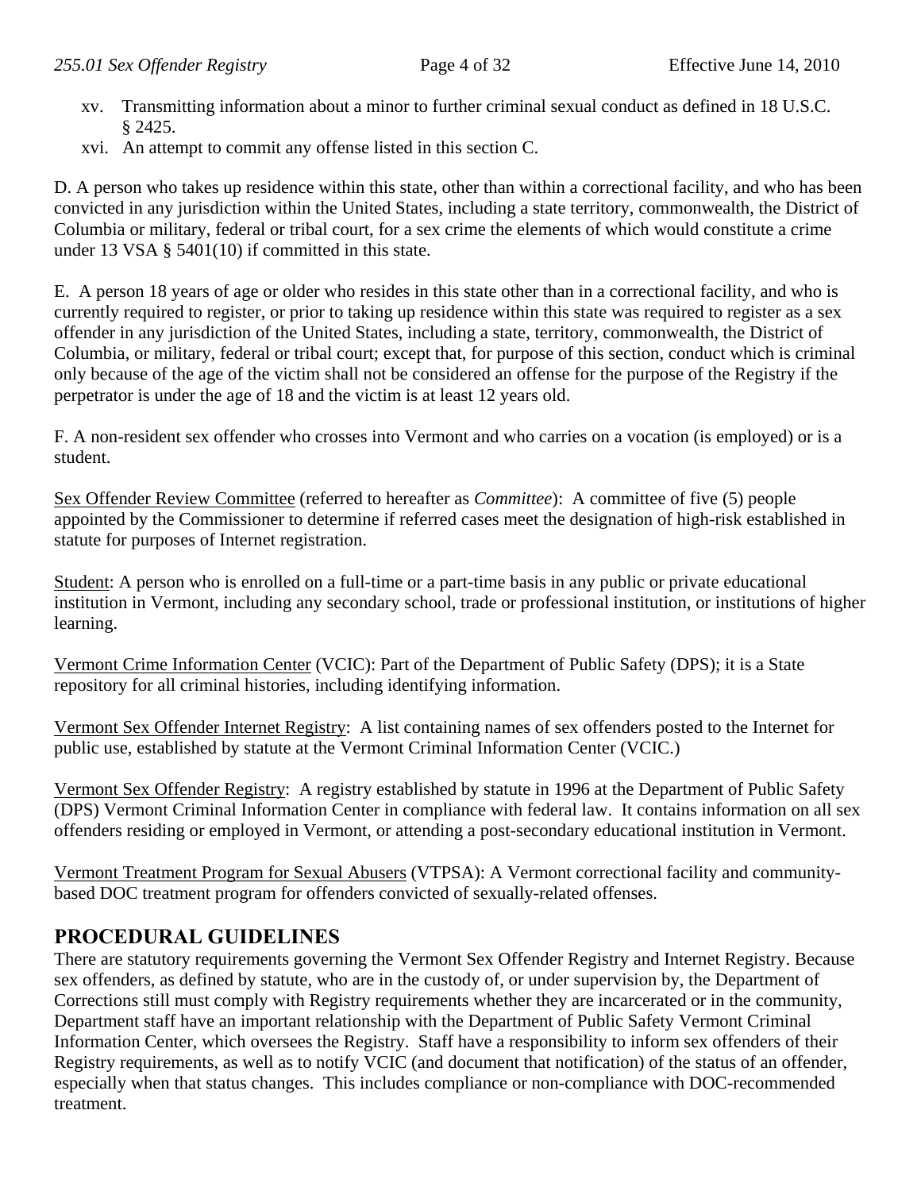xv. Transmitting information about a minor to further criminal sexual conduct as defined in 18 U.S.C. § 2425.

xvi. An attempt to commit any offense listed in this section C.

D. A person who takes up residence within this state, other than within a correctional facility, and who has been convicted in any jurisdiction within the United States, including a state territory, commonwealth, the District of Columbia or military, federal or tribal court, for a sex crime the elements of which would constitute a crime under 13 VSA § 5401(10) if committed in this state.

E. A person 18 years of age or older who resides in this state other than in a correctional facility, and who is currently required to register, or prior to taking up residence within this state was required to register as a sex offender in any jurisdiction of the United States, including a state, territory, commonwealth, the District of Columbia, or military, federal or tribal court; except that, for purpose of this section, conduct which is criminal only because of the age of the victim shall not be considered an offense for the purpose of the Registry if the perpetrator is under the age of 18 and the victim is at least 12 years old.

F. A non-resident sex offender who crosses into Vermont and who carries on a vocation (is employed) or is a student.

Sex Offender Review Committee (referred to hereafter as *Committee*): A committee of five (5) people appointed by the Commissioner to determine if referred cases meet the designation of high-risk established in statute for purposes of Internet registration.

Student: A person who is enrolled on a full-time or a part-time basis in any public or private educational institution in Vermont, including any secondary school, trade or professional institution, or institutions of higher learning.

Vermont Crime Information Center (VCIC): Part of the Department of Public Safety (DPS); it is a State repository for all criminal histories, including identifying information.

Vermont Sex Offender Internet Registry: A list containing names of sex offenders posted to the Internet for public use, established by statute at the Vermont Criminal Information Center (VCIC.)

Vermont Sex Offender Registry: A registry established by statute in 1996 at the Department of Public Safety (DPS) Vermont Criminal Information Center in compliance with federal law. It contains information on all sex offenders residing or employed in Vermont, or attending a post-secondary educational institution in Vermont.

Vermont Treatment Program for Sexual Abusers (VTPSA): A Vermont correctional facility and community-based DOC treatment program for offenders convicted of sexually-related offenses.

## PROCEDURAL GUIDELINES

There are statutory requirements governing the Vermont Sex Offender Registry and Internet Registry. Because sex offenders, as defined by statute, who are in the custody of, or under supervision by, the Department of Corrections still must comply with Registry requirements whether they are incarcerated or in the community, Department staff have an important relationship with the Department of Public Safety Vermont Criminal Information Center, which oversees the Registry. Staff have a responsibility to inform sex offenders of their Registry requirements, as well as to notify VCIC (and document that notification) of the status of an offender, especially when that status changes. This includes compliance or non-compliance with DOC-recommended treatment.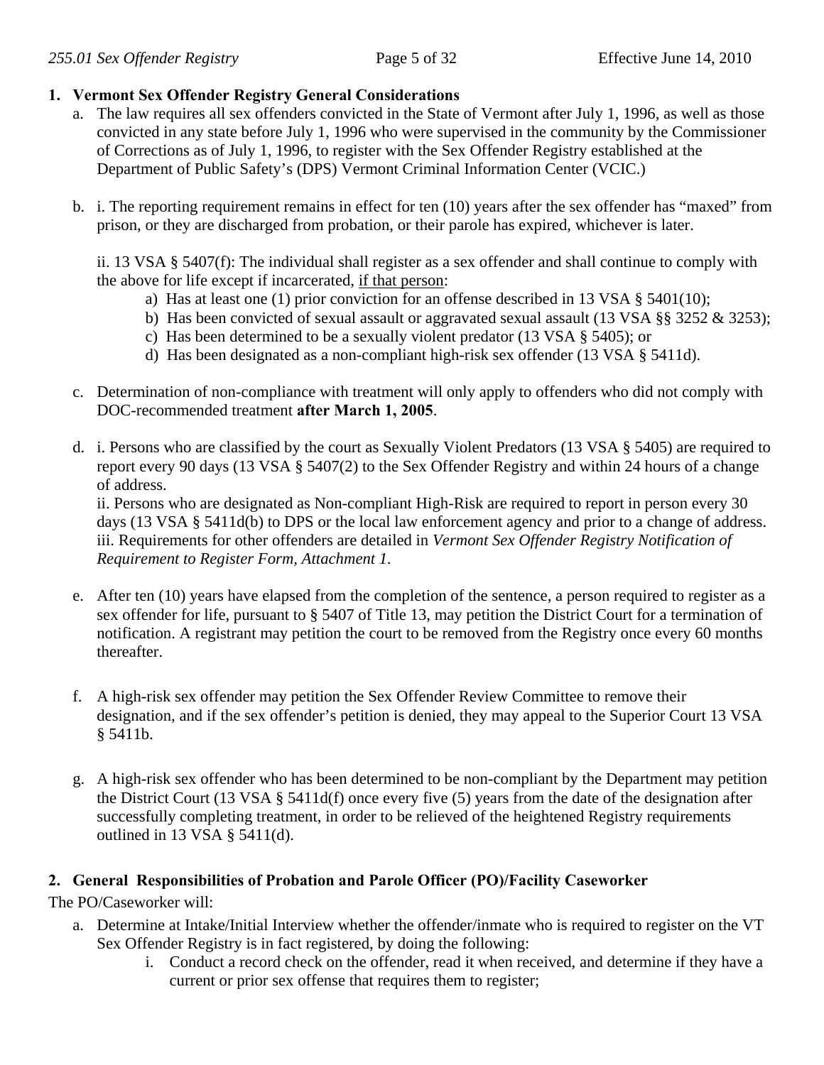## 1. Vermont Sex Offender Registry General Considerations

a. The law requires all sex offenders convicted in the State of Vermont after July 1, 1996, as well as those convicted in any state before July 1, 1996 who were supervised in the community by the Commissioner of Corrections as of July 1, 1996, to register with the Sex Offender Registry established at the Department of Public Safety's (DPS) Vermont Criminal Information Center (VCIC.)

b. i. The reporting requirement remains in effect for ten (10) years after the sex offender has "maxed" from prison, or they are discharged from probation, or their parole has expired, whichever is later.

   ii. 13 VSA § 5407(f): The individual shall register as a sex offender and shall continue to comply with the above for life except if incarcerated, <u>if that person</u>:

   a) Has at least one (1) prior conviction for an offense described in 13 VSA § 5401(10);
   b) Has been convicted of sexual assault or aggravated sexual assault (13 VSA §§ 3252 & 3253);
   c) Has been determined to be a sexually violent predator (13 VSA § 5405); or
   d) Has been designated as a non-compliant high-risk sex offender (13 VSA § 5411d).

c. Determination of non-compliance with treatment will only apply to offenders who did not comply with DOC-recommended treatment **after March 1, 2005**.

d. i. Persons who are classified by the court as Sexually Violent Predators (13 VSA § 5405) are required to report every 90 days (13 VSA § 5407(2) to the Sex Offender Registry and within 24 hours of a change of address.
   ii. Persons who are designated as Non-compliant High-Risk are required to report in person every 30 days (13 VSA § 5411d(b) to DPS or the local law enforcement agency and prior to a change of address.
   iii. Requirements for other offenders are detailed in *Vermont Sex Offender Registry Notification of Requirement to Register Form, Attachment 1*.

e. After ten (10) years have elapsed from the completion of the sentence, a person required to register as a sex offender for life, pursuant to § 5407 of Title 13, may petition the District Court for a termination of notification. A registrant may petition the court to be removed from the Registry once every 60 months thereafter.

f. A high-risk sex offender may petition the Sex Offender Review Committee to remove their designation, and if the sex offender's petition is denied, they may appeal to the Superior Court 13 VSA § 5411b.

g. A high-risk sex offender who has been determined to be non-compliant by the Department may petition the District Court (13 VSA § 5411d(f) once every five (5) years from the date of the designation after successfully completing treatment, in order to be relieved of the heightened Registry requirements outlined in 13 VSA § 5411(d).

## 2. General Responsibilities of Probation and Parole Officer (PO)/Facility Caseworker

The PO/Caseworker will:

a. Determine at Intake/Initial Interview whether the offender/inmate who is required to register on the VT Sex Offender Registry is in fact registered, by doing the following:

   i. Conduct a record check on the offender, read it when received, and determine if they have a current or prior sex offense that requires them to register;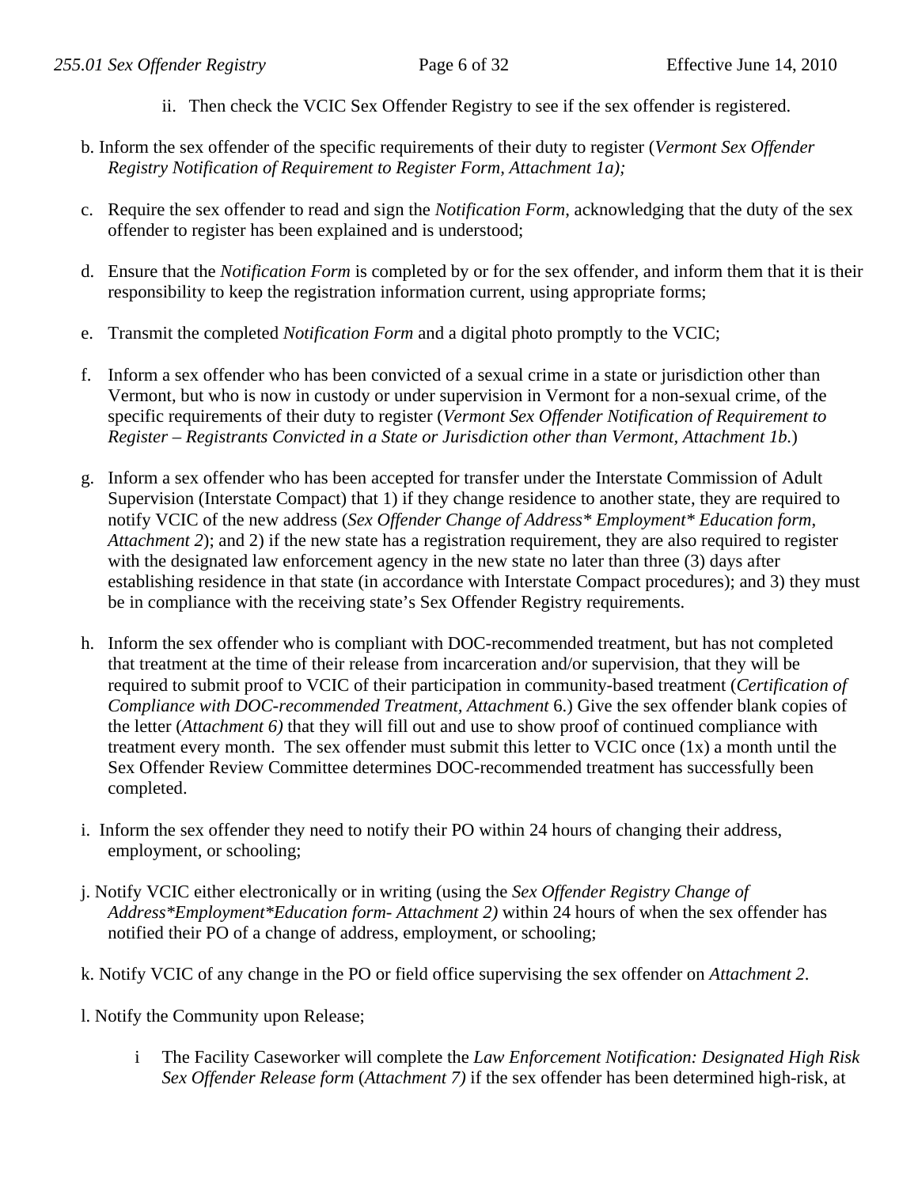ii. Then check the VCIC Sex Offender Registry to see if the sex offender is registered.

b. Inform the sex offender of the specific requirements of their duty to register (*Vermont Sex Offender Registry Notification of Requirement to Register Form, Attachment 1a);*

c. Require the sex offender to read and sign the *Notification Form*, acknowledging that the duty of the sex offender to register has been explained and is understood;

d. Ensure that the *Notification Form* is completed by or for the sex offender, and inform them that it is their responsibility to keep the registration information current, using appropriate forms;

e. Transmit the completed *Notification Form* and a digital photo promptly to the VCIC;

f. Inform a sex offender who has been convicted of a sexual crime in a state or jurisdiction other than Vermont, but who is now in custody or under supervision in Vermont for a non-sexual crime, of the specific requirements of their duty to register (*Vermont Sex Offender Notification of Requirement to Register – Registrants Convicted in a State or Jurisdiction other than Vermont, Attachment 1b.*)

g. Inform a sex offender who has been accepted for transfer under the Interstate Commission of Adult Supervision (Interstate Compact) that 1) if they change residence to another state, they are required to notify VCIC of the new address (*Sex Offender Change of Address* Employment* Education form, Attachment 2*); and 2) if the new state has a registration requirement, they are also required to register with the designated law enforcement agency in the new state no later than three (3) days after establishing residence in that state (in accordance with Interstate Compact procedures); and 3) they must be in compliance with the receiving state's Sex Offender Registry requirements.

h. Inform the sex offender who is compliant with DOC-recommended treatment, but has not completed that treatment at the time of their release from incarceration and/or supervision, that they will be required to submit proof to VCIC of their participation in community-based treatment (*Certification of Compliance with DOC-recommended Treatment, Attachment* 6.) Give the sex offender blank copies of the letter (*Attachment 6)* that they will fill out and use to show proof of continued compliance with treatment every month. The sex offender must submit this letter to VCIC once (1x) a month until the Sex Offender Review Committee determines DOC-recommended treatment has successfully been completed.

i. Inform the sex offender they need to notify their PO within 24 hours of changing their address, employment, or schooling;

j. Notify VCIC either electronically or in writing (using the *Sex Offender Registry Change of Address*Employment*Education form- Attachment 2)* within 24 hours of when the sex offender has notified their PO of a change of address, employment, or schooling;

k. Notify VCIC of any change in the PO or field office supervising the sex offender on *Attachment 2*.

l. Notify the Community upon Release;

i The Facility Caseworker will complete the *Law Enforcement Notification: Designated High Risk Sex Offender Release form* (*Attachment 7)* if the sex offender has been determined high-risk, at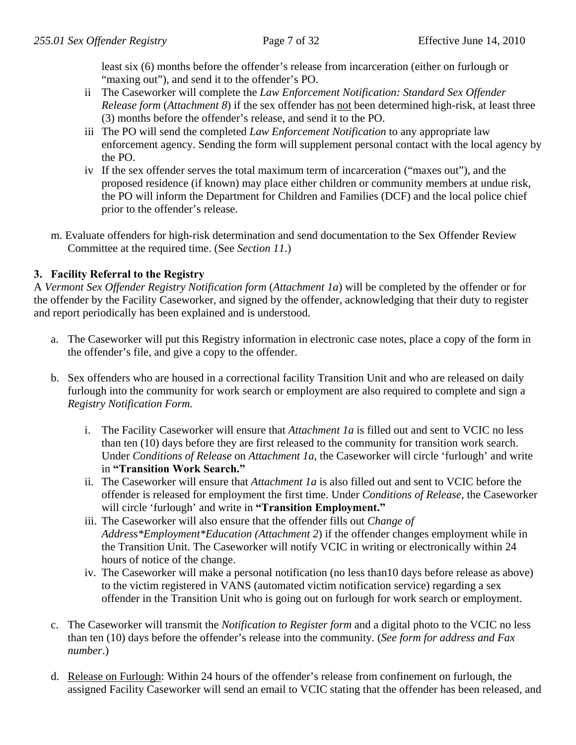least six (6) months before the offender's release from incarceration (either on furlough or "maxing out"), and send it to the offender's PO.

ii The Caseworker will complete the *Law Enforcement Notification: Standard Sex Offender Release form* (*Attachment 8*) if the sex offender has not been determined high-risk, at least three (3) months before the offender's release, and send it to the PO.

iii The PO will send the completed *Law Enforcement Notification* to any appropriate law enforcement agency. Sending the form will supplement personal contact with the local agency by the PO.

iv If the sex offender serves the total maximum term of incarceration ("maxes out"), and the proposed residence (if known) may place either children or community members at undue risk, the PO will inform the Department for Children and Families (DCF) and the local police chief prior to the offender's release.

m. Evaluate offenders for high-risk determination and send documentation to the Sex Offender Review Committee at the required time. (See *Section 11*.)

### 3. Facility Referral to the Registry

A *Vermont Sex Offender Registry Notification form* (*Attachment 1a*) will be completed by the offender or for the offender by the Facility Caseworker, and signed by the offender, acknowledging that their duty to register and report periodically has been explained and is understood.

a. The Caseworker will put this Registry information in electronic case notes, place a copy of the form in the offender's file, and give a copy to the offender.

b. Sex offenders who are housed in a correctional facility Transition Unit and who are released on daily furlough into the community for work search or employment are also required to complete and sign a *Registry Notification Form.*

   i. The Facility Caseworker will ensure that *Attachment 1a* is filled out and sent to VCIC no less than ten (10) days before they are first released to the community for transition work search. Under *Conditions of Release* on *Attachment 1a*, the Caseworker will circle 'furlough' and write in **"Transition Work Search."**

   ii. The Caseworker will ensure that *Attachment 1a* is also filled out and sent to VCIC before the offender is released for employment the first time. Under *Conditions of Release*, the Caseworker will circle 'furlough' and write in **"Transition Employment."**

   iii. The Caseworker will also ensure that the offender fills out *Change of Address*Employment*Education (Attachment 2*) if the offender changes employment while in the Transition Unit. The Caseworker will notify VCIC in writing or electronically within 24 hours of notice of the change.

   iv. The Caseworker will make a personal notification (no less than10 days before release as above) to the victim registered in VANS (automated victim notification service) regarding a sex offender in the Transition Unit who is going out on furlough for work search or employment.

c. The Caseworker will transmit the *Notification to Register form* and a digital photo to the VCIC no less than ten (10) days before the offender's release into the community. (*See form for address and Fax number*.)

d. Release on Furlough: Within 24 hours of the offender's release from confinement on furlough, the assigned Facility Caseworker will send an email to VCIC stating that the offender has been released, and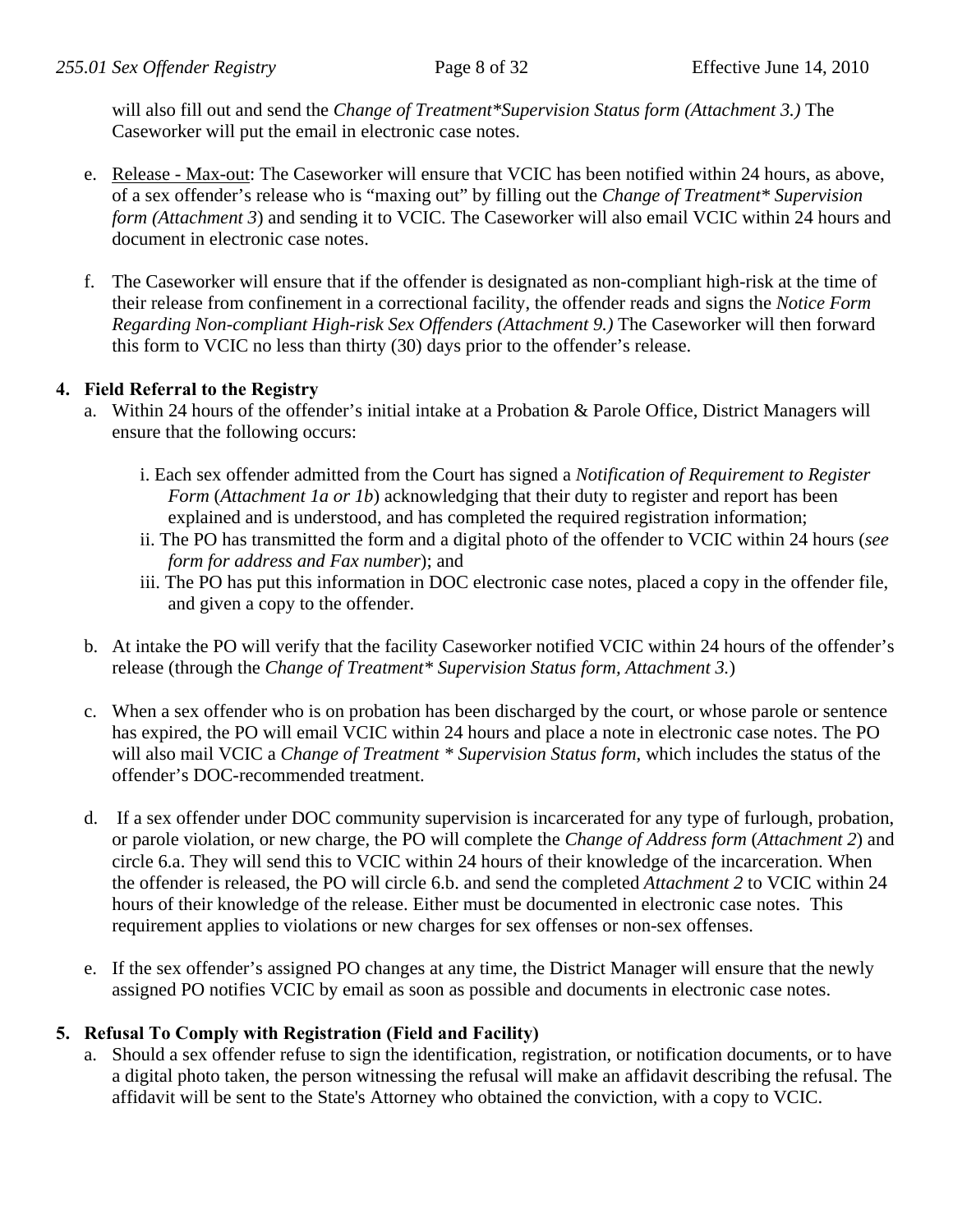will also fill out and send the *Change of Treatment*Supervision Status form (Attachment 3.)* The Caseworker will put the email in electronic case notes.

e. Release - Max-out: The Caseworker will ensure that VCIC has been notified within 24 hours, as above, of a sex offender's release who is "maxing out" by filling out the *Change of Treatment* Supervision form (Attachment 3*) and sending it to VCIC. The Caseworker will also email VCIC within 24 hours and document in electronic case notes.

f. The Caseworker will ensure that if the offender is designated as non-compliant high-risk at the time of their release from confinement in a correctional facility, the offender reads and signs the *Notice Form Regarding Non-compliant High-risk Sex Offenders (Attachment 9.)* The Caseworker will then forward this form to VCIC no less than thirty (30) days prior to the offender's release.

**4. Field Referral to the Registry**

a. Within 24 hours of the offender's initial intake at a Probation & Parole Office, District Managers will ensure that the following occurs:

   i. Each sex offender admitted from the Court has signed a *Notification of Requirement to Register Form* (*Attachment 1a or 1b*) acknowledging that their duty to register and report has been explained and is understood, and has completed the required registration information;

   ii. The PO has transmitted the form and a digital photo of the offender to VCIC within 24 hours (*see form for address and Fax number*); and

   iii. The PO has put this information in DOC electronic case notes, placed a copy in the offender file, and given a copy to the offender.

b. At intake the PO will verify that the facility Caseworker notified VCIC within 24 hours of the offender's release (through the *Change of Treatment* Supervision Status form*, *Attachment 3.*)

c. When a sex offender who is on probation has been discharged by the court, or whose parole or sentence has expired, the PO will email VCIC within 24 hours and place a note in electronic case notes. The PO will also mail VCIC a *Change of Treatment * Supervision Status form*, which includes the status of the offender's DOC-recommended treatment.

d. If a sex offender under DOC community supervision is incarcerated for any type of furlough, probation, or parole violation, or new charge, the PO will complete the *Change of Address form* (*Attachment 2*) and circle 6.a. They will send this to VCIC within 24 hours of their knowledge of the incarceration. When the offender is released, the PO will circle 6.b. and send the completed *Attachment 2* to VCIC within 24 hours of their knowledge of the release. Either must be documented in electronic case notes. This requirement applies to violations or new charges for sex offenses or non-sex offenses.

e. If the sex offender's assigned PO changes at any time, the District Manager will ensure that the newly assigned PO notifies VCIC by email as soon as possible and documents in electronic case notes.

**5. Refusal To Comply with Registration (Field and Facility)**

a. Should a sex offender refuse to sign the identification, registration, or notification documents, or to have a digital photo taken, the person witnessing the refusal will make an affidavit describing the refusal. The affidavit will be sent to the State's Attorney who obtained the conviction, with a copy to VCIC.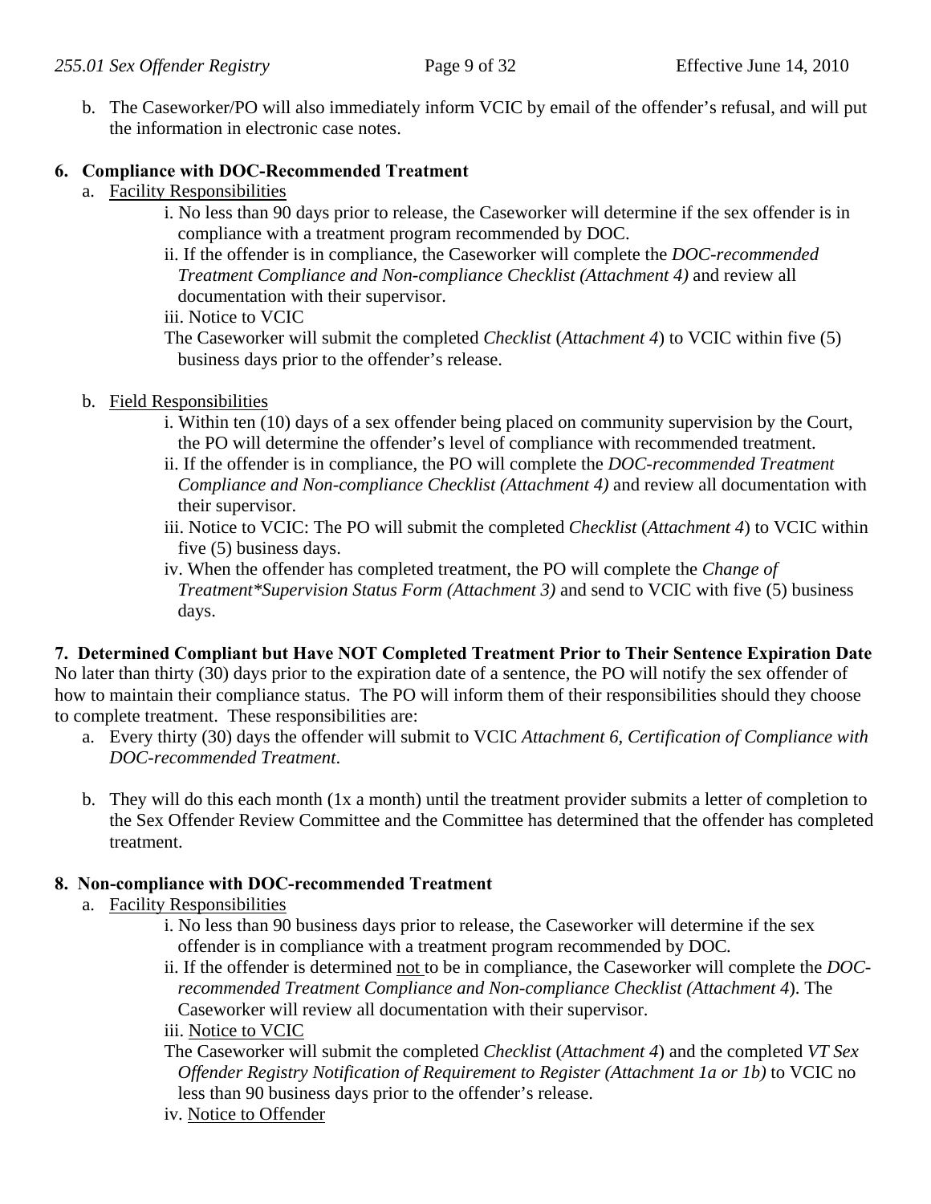b. The Caseworker/PO will also immediately inform VCIC by email of the offender's refusal, and will put the information in electronic case notes.

**6. Compliance with DOC-Recommended Treatment**

a. Facility Responsibilities

i. No less than 90 days prior to release, the Caseworker will determine if the sex offender is in compliance with a treatment program recommended by DOC.

ii. If the offender is in compliance, the Caseworker will complete the *DOC-recommended Treatment Compliance and Non-compliance Checklist (Attachment 4)* and review all documentation with their supervisor.

iii. Notice to VCIC

The Caseworker will submit the completed *Checklist* (*Attachment 4*) to VCIC within five (5) business days prior to the offender's release.

b. Field Responsibilities

i. Within ten (10) days of a sex offender being placed on community supervision by the Court, the PO will determine the offender's level of compliance with recommended treatment.

ii. If the offender is in compliance, the PO will complete the *DOC-recommended Treatment Compliance and Non-compliance Checklist (Attachment 4)* and review all documentation with their supervisor.

iii. Notice to VCIC: The PO will submit the completed *Checklist* (*Attachment 4*) to VCIC within five (5) business days.

iv. When the offender has completed treatment, the PO will complete the *Change of Treatment*Supervision Status Form (Attachment 3)* and send to VCIC with five (5) business days.

**7. Determined Compliant but Have NOT Completed Treatment Prior to Their Sentence Expiration Date**

No later than thirty (30) days prior to the expiration date of a sentence, the PO will notify the sex offender of how to maintain their compliance status. The PO will inform them of their responsibilities should they choose to complete treatment. These responsibilities are:

a. Every thirty (30) days the offender will submit to VCIC *Attachment 6, Certification of Compliance with DOC-recommended Treatment*.

b. They will do this each month (1x a month) until the treatment provider submits a letter of completion to the Sex Offender Review Committee and the Committee has determined that the offender has completed treatment.

**8. Non-compliance with DOC-recommended Treatment**

a. Facility Responsibilities

i. No less than 90 business days prior to release, the Caseworker will determine if the sex offender is in compliance with a treatment program recommended by DOC.

ii. If the offender is determined not to be in compliance, the Caseworker will complete the *DOC-recommended Treatment Compliance and Non-compliance Checklist (Attachment 4*). The Caseworker will review all documentation with their supervisor.

iii. Notice to VCIC

The Caseworker will submit the completed *Checklist* (*Attachment 4*) and the completed *VT Sex Offender Registry Notification of Requirement to Register (Attachment 1a or 1b)* to VCIC no less than 90 business days prior to the offender's release.

iv. Notice to Offender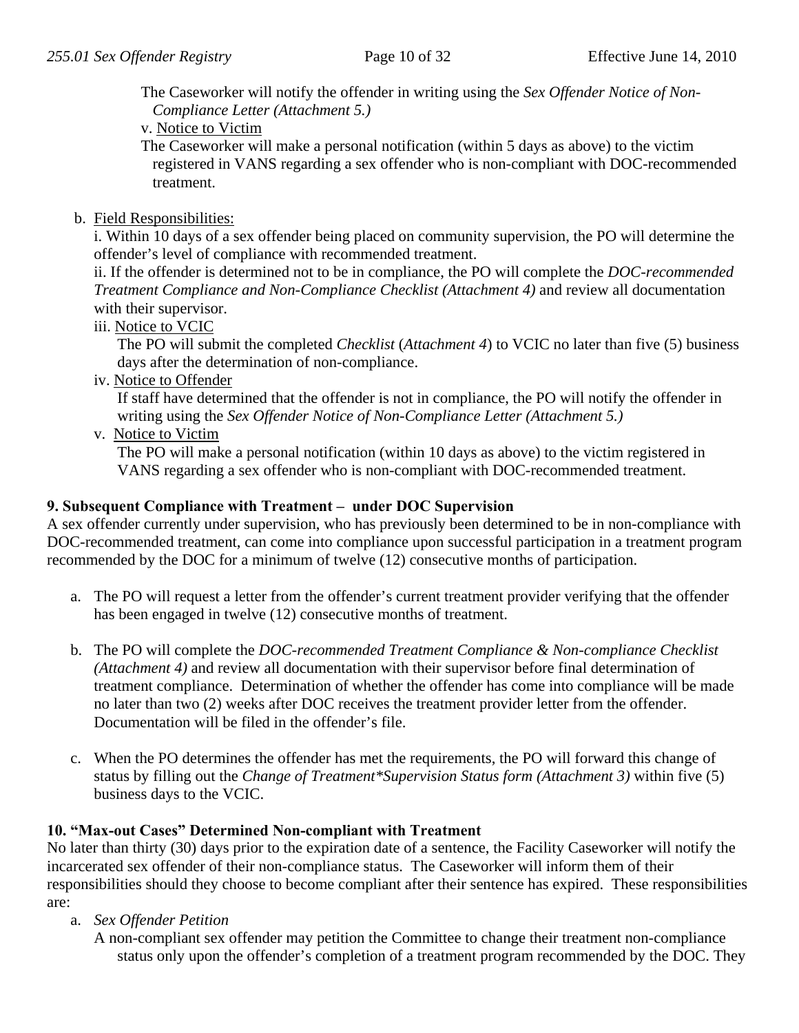The Caseworker will notify the offender in writing using the *Sex Offender Notice of Non-Compliance Letter (Attachment 5.)*

v. Notice to Victim

The Caseworker will make a personal notification (within 5 days as above) to the victim registered in VANS regarding a sex offender who is non-compliant with DOC-recommended treatment.

b. Field Responsibilities:

i. Within 10 days of a sex offender being placed on community supervision, the PO will determine the offender's level of compliance with recommended treatment.

ii. If the offender is determined not to be in compliance, the PO will complete the *DOC-recommended Treatment Compliance and Non-Compliance Checklist (Attachment 4)* and review all documentation with their supervisor.

iii. Notice to VCIC

The PO will submit the completed *Checklist* (*Attachment 4*) to VCIC no later than five (5) business days after the determination of non-compliance.

iv. Notice to Offender

If staff have determined that the offender is not in compliance, the PO will notify the offender in writing using the *Sex Offender Notice of Non-Compliance Letter (Attachment 5.)*

v. Notice to Victim

The PO will make a personal notification (within 10 days as above) to the victim registered in VANS regarding a sex offender who is non-compliant with DOC-recommended treatment.

**9. Subsequent Compliance with Treatment – under DOC Supervision**

A sex offender currently under supervision, who has previously been determined to be in non-compliance with DOC-recommended treatment, can come into compliance upon successful participation in a treatment program recommended by the DOC for a minimum of twelve (12) consecutive months of participation.

a. The PO will request a letter from the offender's current treatment provider verifying that the offender has been engaged in twelve (12) consecutive months of treatment.

b. The PO will complete the *DOC-recommended Treatment Compliance & Non-compliance Checklist (Attachment 4)* and review all documentation with their supervisor before final determination of treatment compliance. Determination of whether the offender has come into compliance will be made no later than two (2) weeks after DOC receives the treatment provider letter from the offender. Documentation will be filed in the offender's file.

c. When the PO determines the offender has met the requirements, the PO will forward this change of status by filling out the *Change of Treatment*Supervision Status form (Attachment 3)* within five (5) business days to the VCIC.

**10. "Max-out Cases" Determined Non-compliant with Treatment**

No later than thirty (30) days prior to the expiration date of a sentence, the Facility Caseworker will notify the incarcerated sex offender of their non-compliance status. The Caseworker will inform them of their responsibilities should they choose to become compliant after their sentence has expired. These responsibilities are:

a. *Sex Offender Petition*

A non-compliant sex offender may petition the Committee to change their treatment non-compliance status only upon the offender's completion of a treatment program recommended by the DOC. They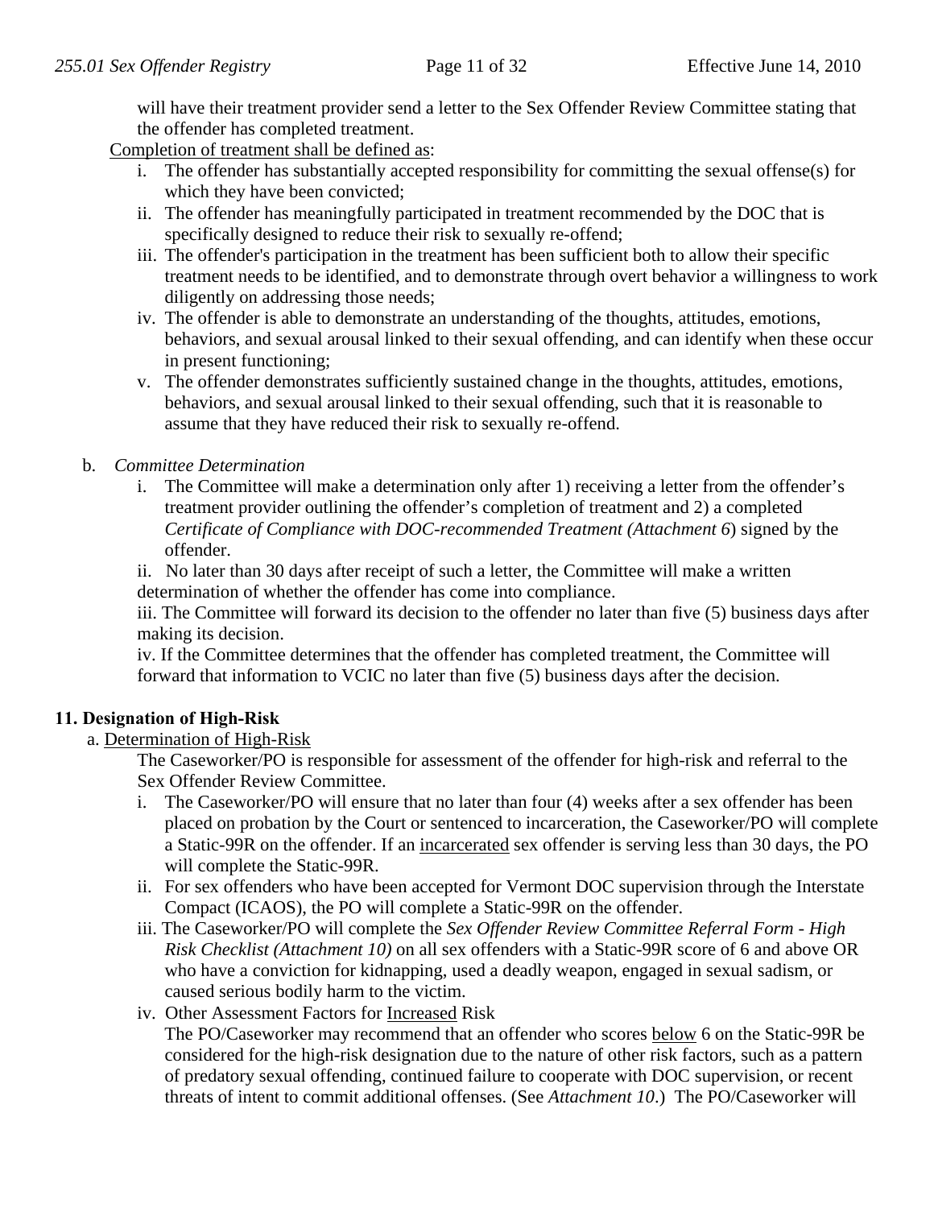will have their treatment provider send a letter to the Sex Offender Review Committee stating that the offender has completed treatment.

Completion of treatment shall be defined as:

i. The offender has substantially accepted responsibility for committing the sexual offense(s) for which they have been convicted;
ii. The offender has meaningfully participated in treatment recommended by the DOC that is specifically designed to reduce their risk to sexually re-offend;
iii. The offender's participation in the treatment has been sufficient both to allow their specific treatment needs to be identified, and to demonstrate through overt behavior a willingness to work diligently on addressing those needs;
iv. The offender is able to demonstrate an understanding of the thoughts, attitudes, emotions, behaviors, and sexual arousal linked to their sexual offending, and can identify when these occur in present functioning;
v. The offender demonstrates sufficiently sustained change in the thoughts, attitudes, emotions, behaviors, and sexual arousal linked to their sexual offending, such that it is reasonable to assume that they have reduced their risk to sexually re-offend.

b. *Committee Determination*

i. The Committee will make a determination only after 1) receiving a letter from the offender's treatment provider outlining the offender's completion of treatment and 2) a completed *Certificate of Compliance with DOC-recommended Treatment (Attachment 6*) signed by the offender.

ii. No later than 30 days after receipt of such a letter, the Committee will make a written determination of whether the offender has come into compliance.

iii. The Committee will forward its decision to the offender no later than five (5) business days after making its decision.

iv. If the Committee determines that the offender has completed treatment, the Committee will forward that information to VCIC no later than five (5) business days after the decision.

## 11. Designation of High-Risk

a. Determination of High-Risk

The Caseworker/PO is responsible for assessment of the offender for high-risk and referral to the Sex Offender Review Committee.

i. The Caseworker/PO will ensure that no later than four (4) weeks after a sex offender has been placed on probation by the Court or sentenced to incarceration, the Caseworker/PO will complete a Static-99R on the offender. If an incarcerated sex offender is serving less than 30 days, the PO will complete the Static-99R.
ii. For sex offenders who have been accepted for Vermont DOC supervision through the Interstate Compact (ICAOS), the PO will complete a Static-99R on the offender.
iii. The Caseworker/PO will complete the *Sex Offender Review Committee Referral Form - High Risk Checklist (Attachment 10)* on all sex offenders with a Static-99R score of 6 and above OR who have a conviction for kidnapping, used a deadly weapon, engaged in sexual sadism, or caused serious bodily harm to the victim.
iv. Other Assessment Factors for Increased Risk

The PO/Caseworker may recommend that an offender who scores below 6 on the Static-99R be considered for the high-risk designation due to the nature of other risk factors, such as a pattern of predatory sexual offending, continued failure to cooperate with DOC supervision, or recent threats of intent to commit additional offenses. (See *Attachment 10*.) The PO/Caseworker will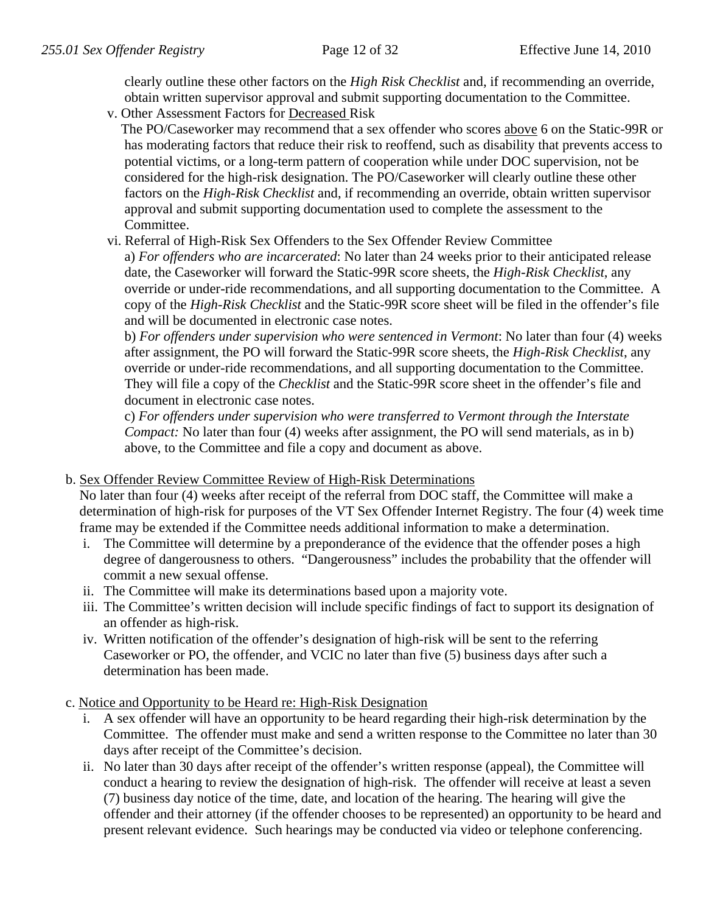clearly outline these other factors on the *High Risk Checklist* and, if recommending an override, obtain written supervisor approval and submit supporting documentation to the Committee.

v. Other Assessment Factors for Decreased Risk

The PO/Caseworker may recommend that a sex offender who scores above 6 on the Static-99R or has moderating factors that reduce their risk to reoffend, such as disability that prevents access to potential victims, or a long-term pattern of cooperation while under DOC supervision, not be considered for the high-risk designation. The PO/Caseworker will clearly outline these other factors on the *High-Risk Checklist* and, if recommending an override, obtain written supervisor approval and submit supporting documentation used to complete the assessment to the Committee.

vi. Referral of High-Risk Sex Offenders to the Sex Offender Review Committee

a) *For offenders who are incarcerated*: No later than 24 weeks prior to their anticipated release date, the Caseworker will forward the Static-99R score sheets, the *High-Risk Checklist*, any override or under-ride recommendations, and all supporting documentation to the Committee. A copy of the *High-Risk Checklist* and the Static-99R score sheet will be filed in the offender's file and will be documented in electronic case notes.

b) *For offenders under supervision who were sentenced in Vermont*: No later than four (4) weeks after assignment, the PO will forward the Static-99R score sheets, the *High-Risk Checklist*, any override or under-ride recommendations, and all supporting documentation to the Committee. They will file a copy of the *Checklist* and the Static-99R score sheet in the offender's file and document in electronic case notes.

c) *For offenders under supervision who were transferred to Vermont through the Interstate Compact:* No later than four (4) weeks after assignment, the PO will send materials, as in b) above, to the Committee and file a copy and document as above.

b. Sex Offender Review Committee Review of High-Risk Determinations

No later than four (4) weeks after receipt of the referral from DOC staff, the Committee will make a determination of high-risk for purposes of the VT Sex Offender Internet Registry. The four (4) week time frame may be extended if the Committee needs additional information to make a determination.

i. The Committee will determine by a preponderance of the evidence that the offender poses a high degree of dangerousness to others. "Dangerousness" includes the probability that the offender will commit a new sexual offense.

ii. The Committee will make its determinations based upon a majority vote.

iii. The Committee's written decision will include specific findings of fact to support its designation of an offender as high-risk.

iv. Written notification of the offender's designation of high-risk will be sent to the referring Caseworker or PO, the offender, and VCIC no later than five (5) business days after such a determination has been made.

c. Notice and Opportunity to be Heard re: High-Risk Designation

i. A sex offender will have an opportunity to be heard regarding their high-risk determination by the Committee. The offender must make and send a written response to the Committee no later than 30 days after receipt of the Committee's decision.

ii. No later than 30 days after receipt of the offender's written response (appeal), the Committee will conduct a hearing to review the designation of high-risk. The offender will receive at least a seven (7) business day notice of the time, date, and location of the hearing. The hearing will give the offender and their attorney (if the offender chooses to be represented) an opportunity to be heard and present relevant evidence. Such hearings may be conducted via video or telephone conferencing.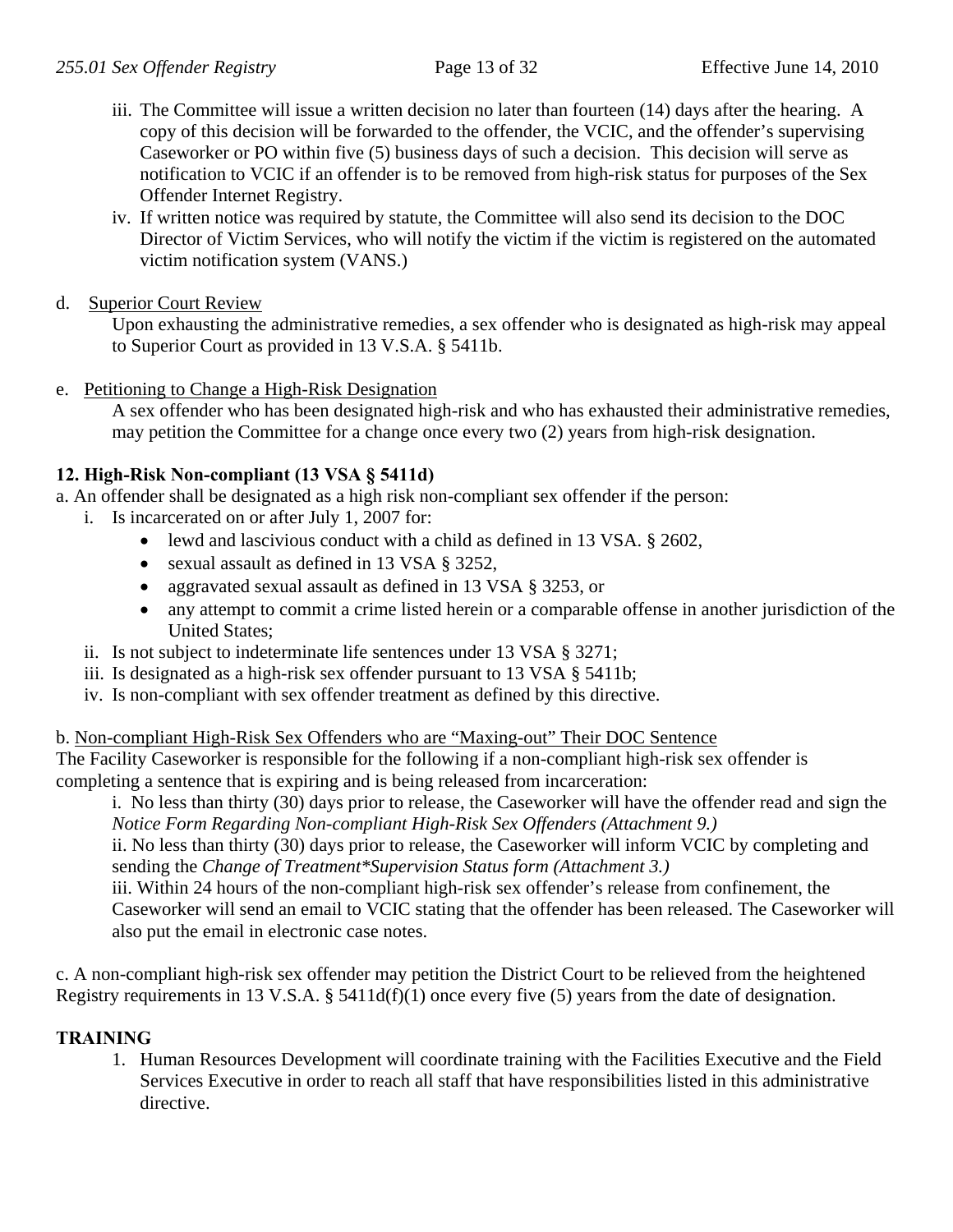iii. The Committee will issue a written decision no later than fourteen (14) days after the hearing. A copy of this decision will be forwarded to the offender, the VCIC, and the offender's supervising Caseworker or PO within five (5) business days of such a decision. This decision will serve as notification to VCIC if an offender is to be removed from high-risk status for purposes of the Sex Offender Internet Registry.

iv. If written notice was required by statute, the Committee will also send its decision to the DOC Director of Victim Services, who will notify the victim if the victim is registered on the automated victim notification system (VANS.)

d. Superior Court Review

Upon exhausting the administrative remedies, a sex offender who is designated as high-risk may appeal to Superior Court as provided in 13 V.S.A. § 5411b.

e. Petitioning to Change a High-Risk Designation

A sex offender who has been designated high-risk and who has exhausted their administrative remedies, may petition the Committee for a change once every two (2) years from high-risk designation.

**12. High-Risk Non-compliant (13 VSA § 5411d)**

a. An offender shall be designated as a high risk non-compliant sex offender if the person:

i. Is incarcerated on or after July 1, 2007 for:
- lewd and lascivious conduct with a child as defined in 13 VSA. § 2602,
- sexual assault as defined in 13 VSA § 3252,
- aggravated sexual assault as defined in 13 VSA § 3253, or
- any attempt to commit a crime listed herein or a comparable offense in another jurisdiction of the United States;

ii. Is not subject to indeterminate life sentences under 13 VSA § 3271;

iii. Is designated as a high-risk sex offender pursuant to 13 VSA § 5411b;

iv. Is non-compliant with sex offender treatment as defined by this directive.

b. Non-compliant High-Risk Sex Offenders who are "Maxing-out" Their DOC Sentence

The Facility Caseworker is responsible for the following if a non-compliant high-risk sex offender is completing a sentence that is expiring and is being released from incarceration:

i. No less than thirty (30) days prior to release, the Caseworker will have the offender read and sign the *Notice Form Regarding Non-compliant High-Risk Sex Offenders (Attachment 9.)*

ii. No less than thirty (30) days prior to release, the Caseworker will inform VCIC by completing and sending the *Change of Treatment*Supervision Status form (Attachment 3.)*

iii. Within 24 hours of the non-compliant high-risk sex offender's release from confinement, the Caseworker will send an email to VCIC stating that the offender has been released. The Caseworker will also put the email in electronic case notes.

c. A non-compliant high-risk sex offender may petition the District Court to be relieved from the heightened Registry requirements in 13 V.S.A. § 5411d(f)(1) once every five (5) years from the date of designation.

## TRAINING

1. Human Resources Development will coordinate training with the Facilities Executive and the Field Services Executive in order to reach all staff that have responsibilities listed in this administrative directive.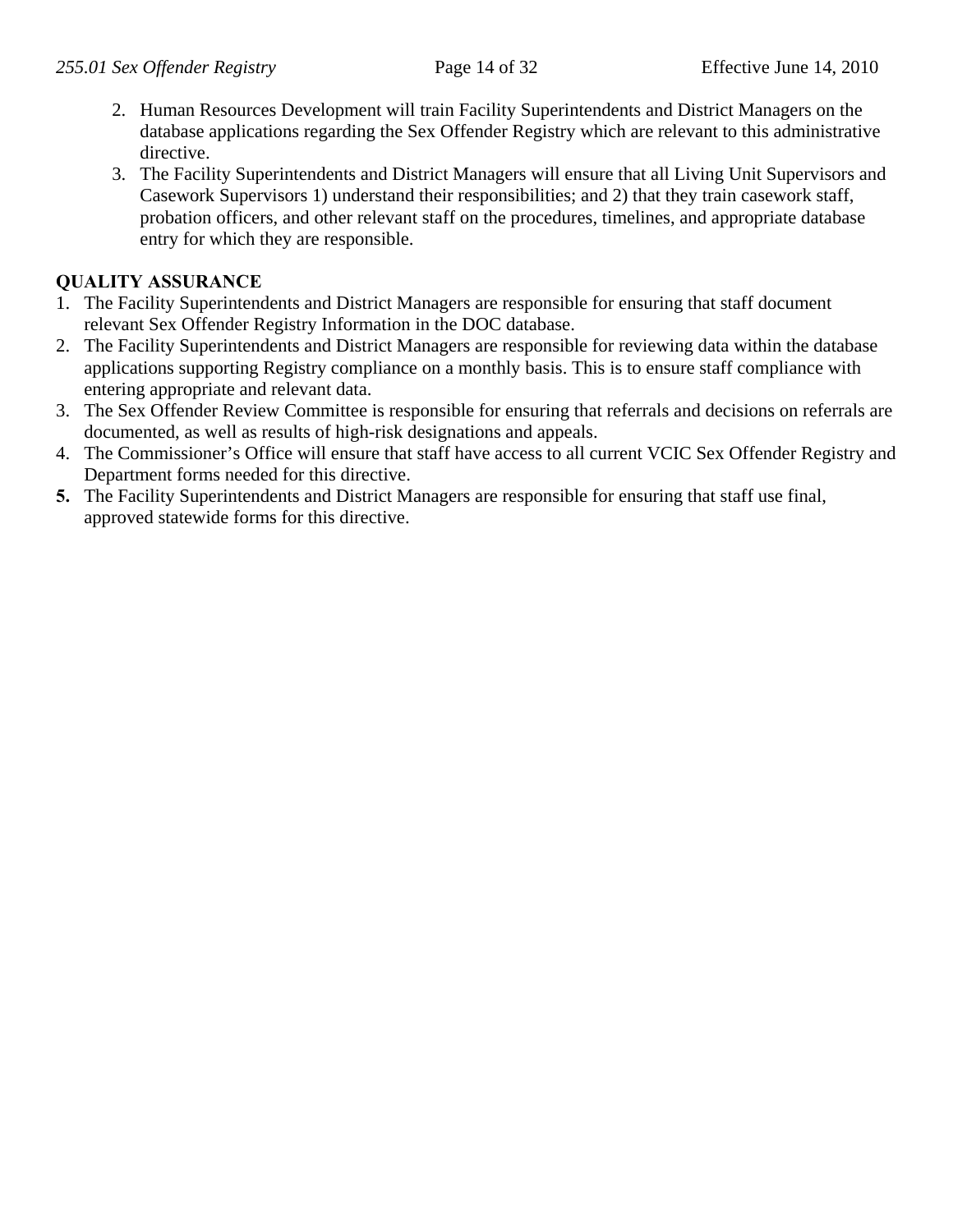2. Human Resources Development will train Facility Superintendents and District Managers on the database applications regarding the Sex Offender Registry which are relevant to this administrative directive.
3. The Facility Superintendents and District Managers will ensure that all Living Unit Supervisors and Casework Supervisors 1) understand their responsibilities; and 2) that they train casework staff, probation officers, and other relevant staff on the procedures, timelines, and appropriate database entry for which they are responsible.

**QUALITY ASSURANCE**

1. The Facility Superintendents and District Managers are responsible for ensuring that staff document relevant Sex Offender Registry Information in the DOC database.
2. The Facility Superintendents and District Managers are responsible for reviewing data within the database applications supporting Registry compliance on a monthly basis. This is to ensure staff compliance with entering appropriate and relevant data.
3. The Sex Offender Review Committee is responsible for ensuring that referrals and decisions on referrals are documented, as well as results of high-risk designations and appeals.
4. The Commissioner's Office will ensure that staff have access to all current VCIC Sex Offender Registry and Department forms needed for this directive.
5. The Facility Superintendents and District Managers are responsible for ensuring that staff use final, approved statewide forms for this directive.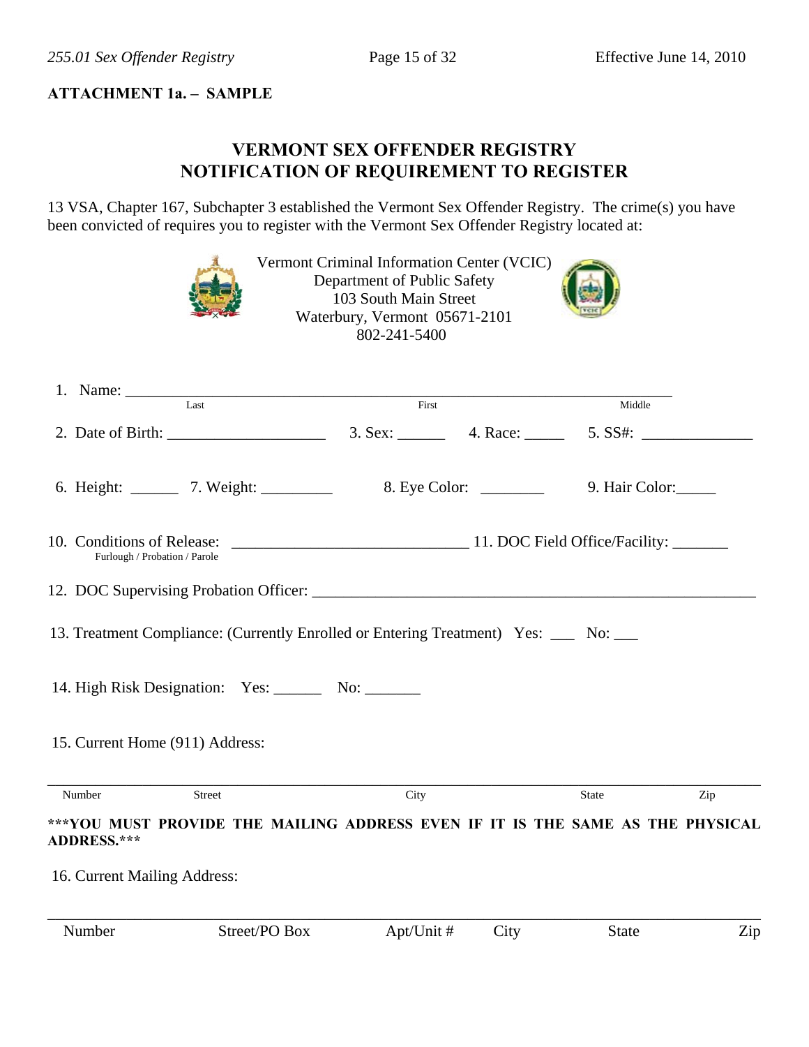**ATTACHMENT 1a. – SAMPLE**

# VERMONT SEX OFFENDER REGISTRY
# NOTIFICATION OF REQUIREMENT TO REGISTER

13 VSA, Chapter 167, Subchapter 3 established the Vermont Sex Offender Registry. The crime(s) you have been convicted of requires you to register with the Vermont Sex Offender Registry located at:

Vermont Criminal Information Center (VCIC)
Department of Public Safety
103 South Main Street
Waterbury, Vermont 05671-2101
802-241-5400

1. Name: ______________________________________________________________
   Last                    First                    Middle

2. Date of Birth: ___________________ 3. Sex: ______ 4. Race: _____ 5. SS#: ______________

6. Height: ______ 7. Weight: _________ 8. Eye Color: ________ 9. Hair Color:_____

10. Conditions of Release: ______________________________ 11. DOC Field Office/Facility: _______
    Furlough / Probation / Parole

12. DOC Supervising Probation Officer: ________________________________________________________

13. Treatment Compliance: (Currently Enrolled or Entering Treatment) Yes: ___ No: ___

14. High Risk Designation: Yes: ______ No: _______

15. Current Home (911) Address:

______________________________________________________________________________
Number    Street    City    State    Zip

**\*\*\*YOU MUST PROVIDE THE MAILING ADDRESS EVEN IF IT IS THE SAME AS THE PHYSICAL ADDRESS.\*\*\***

16. Current Mailing Address:

______________________________________________________________________________
Number    Street/PO Box    Apt/Unit #    City    State    Zip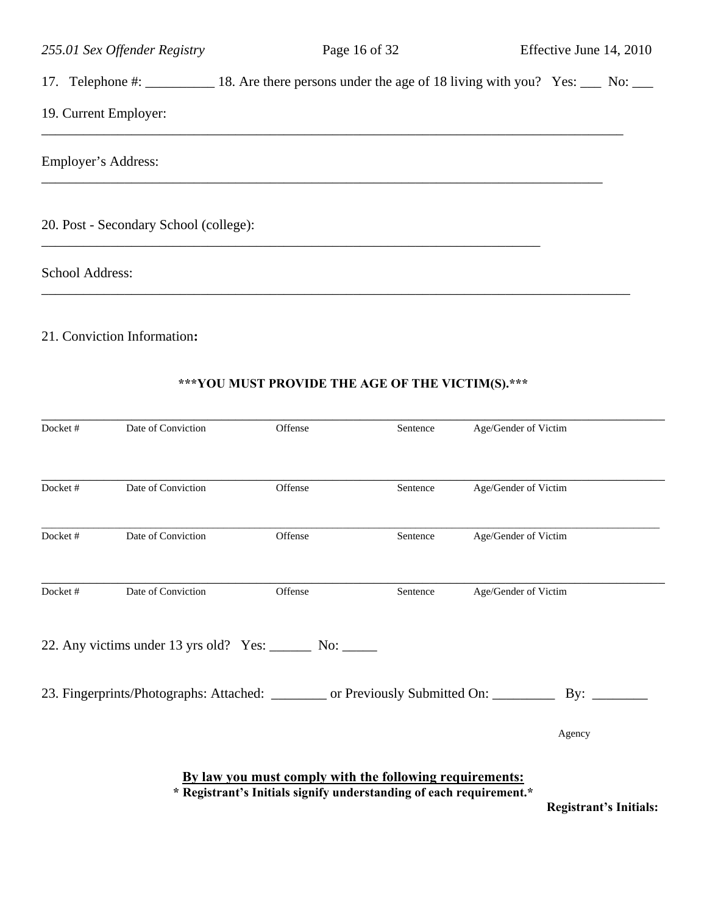17. Telephone #: __________ 18. Are there persons under the age of 18 living with you? Yes: ___ No: ___

19. Current Employer:

_______________________________________________________________________________

Employer's Address:

_______________________________________________________________________________

20. Post - Secondary School (college):

_______________________________________________________________________________

School Address:

_______________________________________________________________________________

21. Conviction Information**:**

**\*\*\*YOU MUST PROVIDE THE AGE OF THE VICTIM(S).\*\*\***

| Docket # | Date of Conviction | Offense | Sentence | Age/Gender of Victim |
|---|---|---|---|---|
| Docket # | Date of Conviction | Offense | Sentence | Age/Gender of Victim |
| Docket # | Date of Conviction | Offense | Sentence | Age/Gender of Victim |
| Docket # | Date of Conviction | Offense | Sentence | Age/Gender of Victim |

22. Any victims under 13 yrs old? Yes: ______ No: _____

23. Fingerprints/Photographs: Attached: ________ or Previously Submitted On: _________ By: ________

Agency

**By law you must comply with the following requirements:**

**\* Registrant's Initials signify understanding of each requirement.\***

**Registrant's Initials:**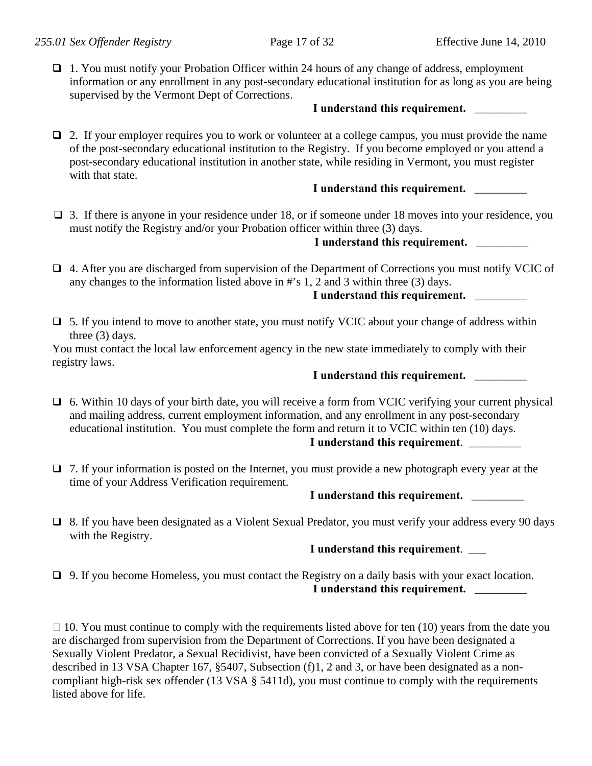- [ ] 1. You must notify your Probation Officer within 24 hours of any change of address, employment information or any enrollment in any post-secondary educational institution for as long as you are being supervised by the Vermont Dept of Corrections.

  **I understand this requirement.** _________

- [ ] 2. If your employer requires you to work or volunteer at a college campus, you must provide the name of the post-secondary educational institution to the Registry. If you become employed or you attend a post-secondary educational institution in another state, while residing in Vermont, you must register with that state.

  **I understand this requirement.** _________

- [ ] 3. If there is anyone in your residence under 18, or if someone under 18 moves into your residence, you must notify the Registry and/or your Probation officer within three (3) days.

  **I understand this requirement.** _________

- [ ] 4. After you are discharged from supervision of the Department of Corrections you must notify VCIC of any changes to the information listed above in #'s 1, 2 and 3 within three (3) days.

  **I understand this requirement.** _________

- [ ] 5. If you intend to move to another state, you must notify VCIC about your change of address within three (3) days.

You must contact the local law enforcement agency in the new state immediately to comply with their registry laws.

  **I understand this requirement.** _________

- [ ] 6. Within 10 days of your birth date, you will receive a form from VCIC verifying your current physical and mailing address, current employment information, and any enrollment in any post-secondary educational institution. You must complete the form and return it to VCIC within ten (10) days.

  **I understand this requirement**. _________

- [ ] 7. If your information is posted on the Internet, you must provide a new photograph every year at the time of your Address Verification requirement.

  **I understand this requirement.** _________

- [ ] 8. If you have been designated as a Violent Sexual Predator, you must verify your address every 90 days with the Registry.

  **I understand this requirement**. ___

- [ ] 9. If you become Homeless, you must contact the Registry on a daily basis with your exact location.

  **I understand this requirement.** _________

- [ ] 10. You must continue to comply with the requirements listed above for ten (10) years from the date you are discharged from supervision from the Department of Corrections. If you have been designated a Sexually Violent Predator, a Sexual Recidivist, have been convicted of a Sexually Violent Crime as described in 13 VSA Chapter 167, §5407, Subsection (f)1, 2 and 3, or have been designated as a non-compliant high-risk sex offender (13 VSA § 5411d), you must continue to comply with the requirements listed above for life.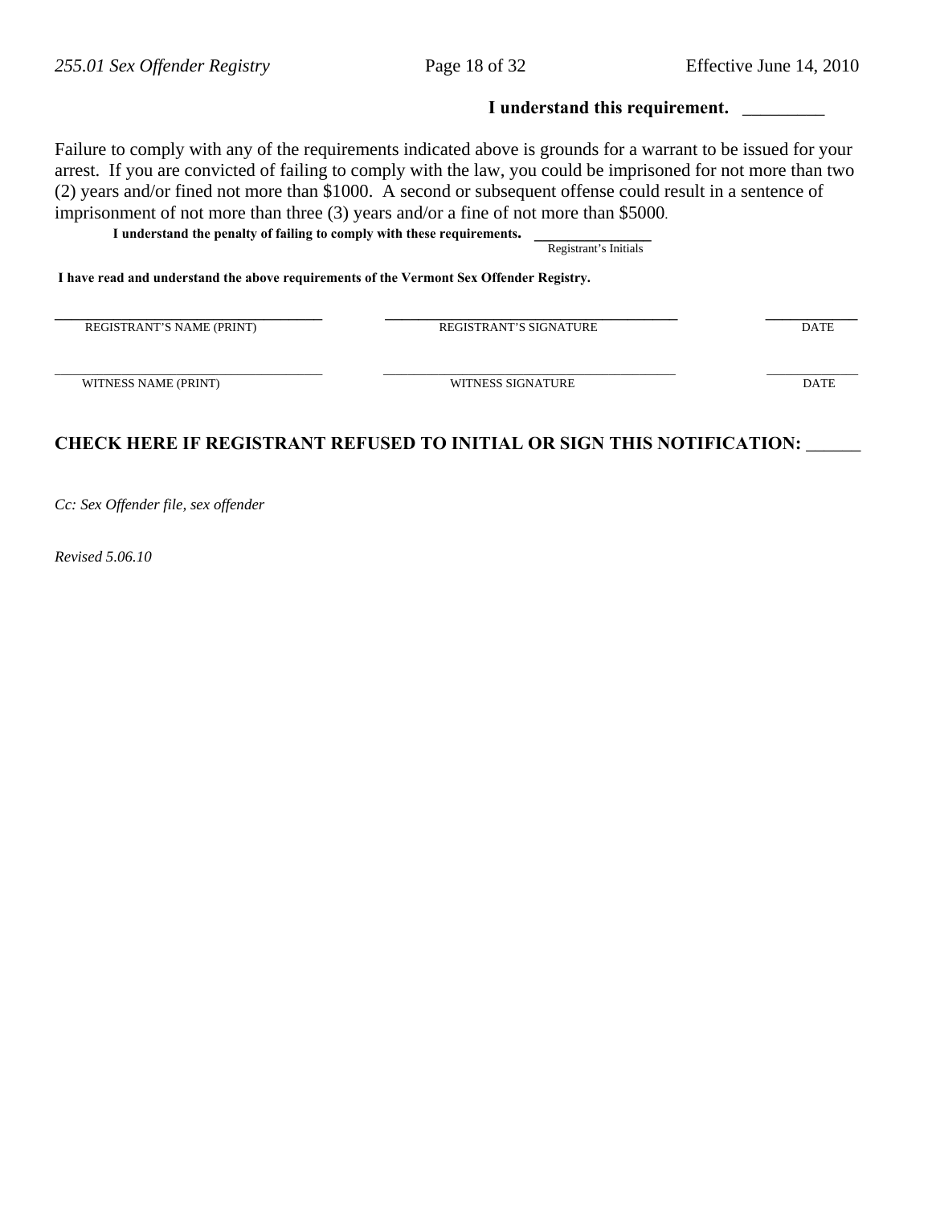**I understand this requirement.** _________

Failure to comply with any of the requirements indicated above is grounds for a warrant to be issued for your arrest. If you are convicted of failing to comply with the law, you could be imprisoned for not more than two (2) years and/or fined not more than $1000. A second or subsequent offense could result in a sentence of imprisonment of not more than three (3) years and/or a fine of not more than $5000.

**I understand the penalty of failing to comply with these requirements.** _______________
Registrant's Initials

**I have read and understand the above requirements of the Vermont Sex Offender Registry.**

| ___________________________ | ___________________________ | ___________ |
|---|---|---|
| REGISTRANT'S NAME (PRINT) | REGISTRANT'S SIGNATURE | DATE |

| ___________________________ | ___________________________ | ___________ |
|---|---|---|
| WITNESS NAME (PRINT) | WITNESS SIGNATURE | DATE |

**CHECK HERE IF REGISTRANT REFUSED TO INITIAL OR SIGN THIS NOTIFICATION:** ______

*Cc: Sex Offender file, sex offender*

*Revised 5.06.10*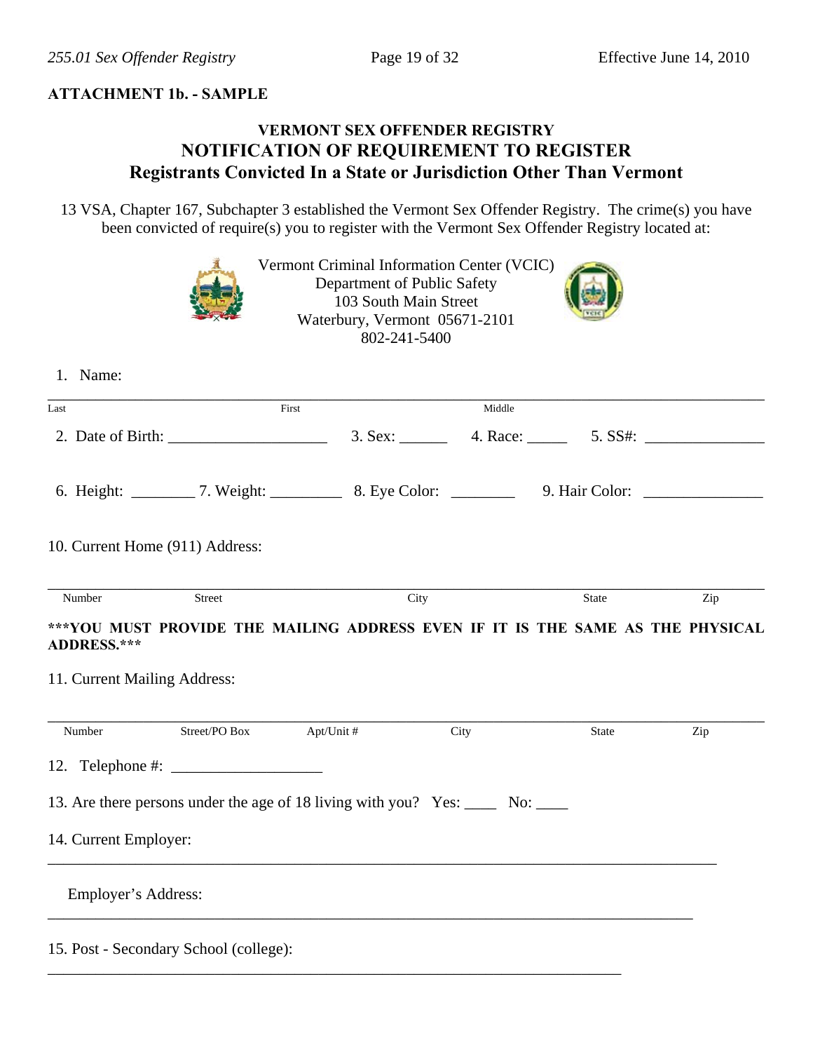**ATTACHMENT 1b. - SAMPLE**

## VERMONT SEX OFFENDER REGISTRY
## NOTIFICATION OF REQUIREMENT TO REGISTER
### Registrants Convicted In a State or Jurisdiction Other Than Vermont

13 VSA, Chapter 167, Subchapter 3 established the Vermont Sex Offender Registry. The crime(s) you have been convicted of require(s) you to register with the Vermont Sex Offender Registry located at:

Vermont Criminal Information Center (VCIC)
Department of Public Safety
103 South Main Street
Waterbury, Vermont 05671-2101
802-241-5400

1. Name:

_______________________________________________________________
Last                    First                    Middle

2. Date of Birth: ____________________ 3. Sex: ______ 4. Race: _____ 5. SS#: _______________

6. Height: ________ 7. Weight: _________ 8. Eye Color: ________ 9. Hair Color: _______________

10. Current Home (911) Address:

_______________________________________________________________
Number    Street    City    State    Zip

**\*\*\*YOU MUST PROVIDE THE MAILING ADDRESS EVEN IF IT IS THE SAME AS THE PHYSICAL ADDRESS.\*\*\***

11. Current Mailing Address:

_______________________________________________________________
Number    Street/PO Box    Apt/Unit #    City    State    Zip

12. Telephone #: ___________________

13. Are there persons under the age of 18 living with you? Yes: ____ No: ____

14. Current Employer:

_______________________________________________________________

Employer's Address:

_______________________________________________________________

15. Post - Secondary School (college):

_______________________________________________________________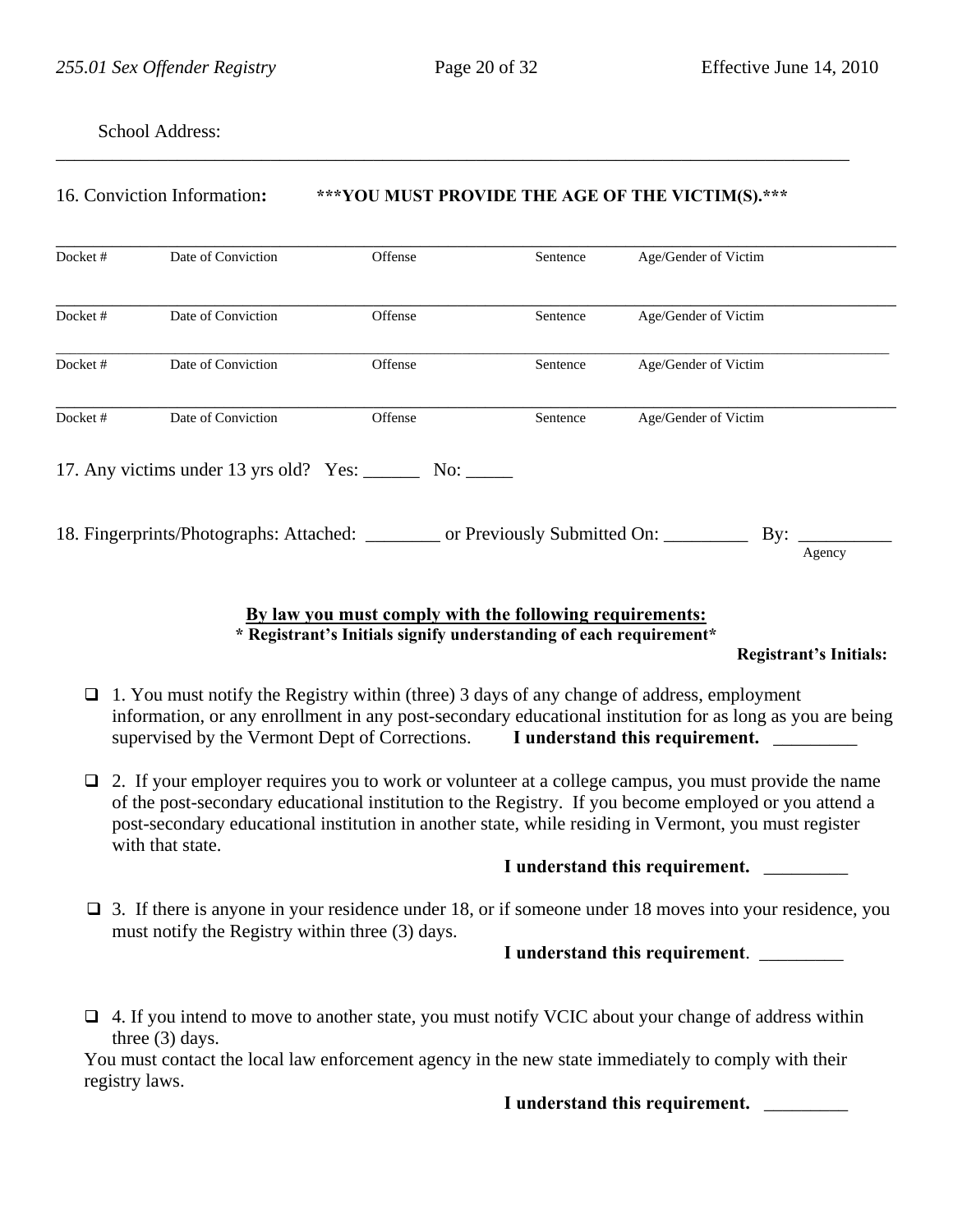School Address: ______________________________________________________________________

16. Conviction Information**:** ***YOU MUST PROVIDE THE AGE OF THE VICTIM(S).***

| Docket # | Date of Conviction | Offense | Sentence | Age/Gender of Victim |
|---|---|---|---|---|
| Docket # | Date of Conviction | Offense | Sentence | Age/Gender of Victim |
| Docket # | Date of Conviction | Offense | Sentence | Age/Gender of Victim |
| Docket # | Date of Conviction | Offense | Sentence | Age/Gender of Victim |

17. Any victims under 13 yrs old? Yes: ______ No: _____

18. Fingerprints/Photographs: Attached: ________ or Previously Submitted On: _________ By: __________ Agency

**By law you must comply with the following requirements:**
**\* Registrant's Initials signify understanding of each requirement\***

**Registrant's Initials:**

- ❑ 1. You must notify the Registry within (three) 3 days of any change of address, employment information, or any enrollment in any post-secondary educational institution for as long as you are being supervised by the Vermont Dept of Corrections. **I understand this requirement.** _________

- ❑ 2. If your employer requires you to work or volunteer at a college campus, you must provide the name of the post-secondary educational institution to the Registry. If you become employed or you attend a post-secondary educational institution in another state, while residing in Vermont, you must register with that state.

  **I understand this requirement.** _________

- ❑ 3. If there is anyone in your residence under 18, or if someone under 18 moves into your residence, you must notify the Registry within three (3) days.

  **I understand this requirement**. _________

- ❑ 4. If you intend to move to another state, you must notify VCIC about your change of address within three (3) days.

You must contact the local law enforcement agency in the new state immediately to comply with their registry laws.

**I understand this requirement.** _________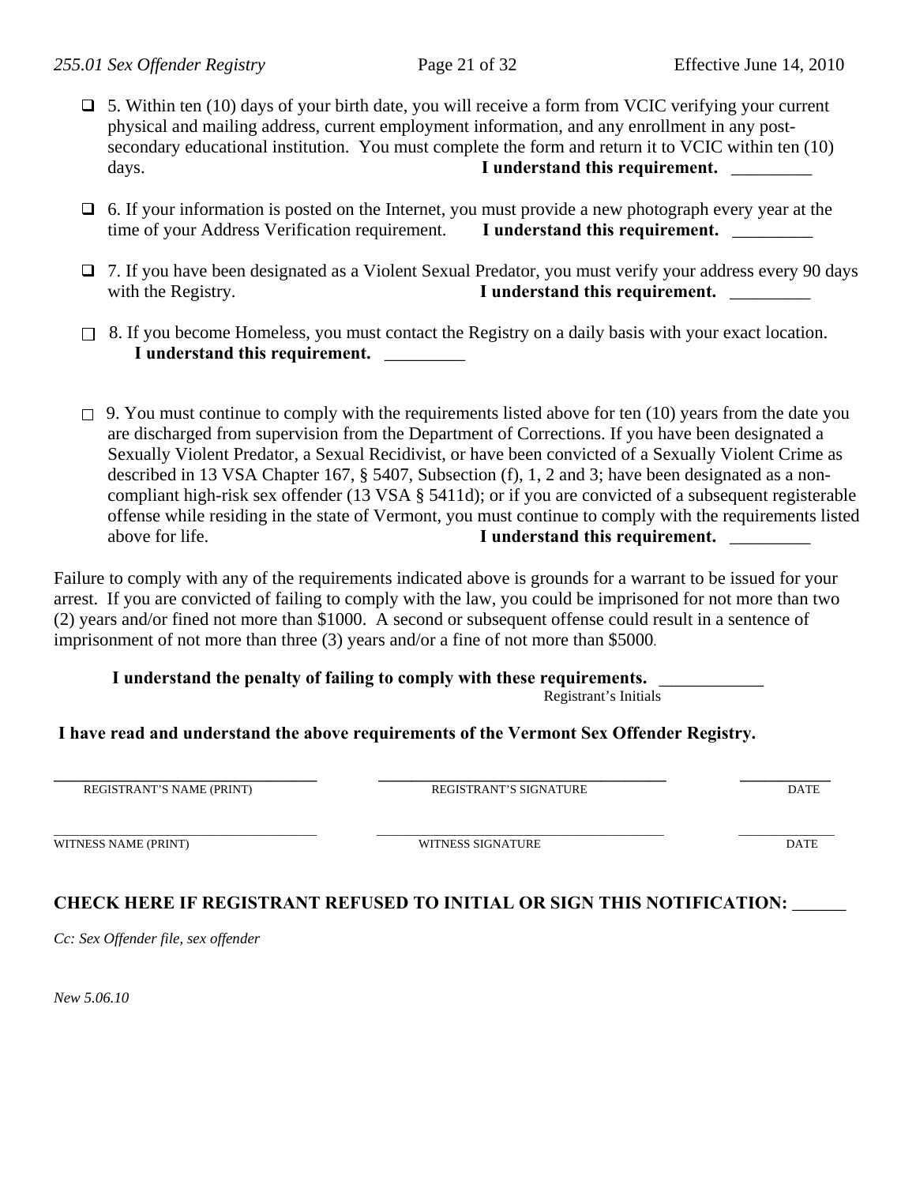- ☐ 5. Within ten (10) days of your birth date, you will receive a form from VCIC verifying your current physical and mailing address, current employment information, and any enrollment in any post-secondary educational institution. You must complete the form and return it to VCIC within ten (10) days. **I understand this requirement.** _________

- ☐ 6. If your information is posted on the Internet, you must provide a new photograph every year at the time of your Address Verification requirement. **I understand this requirement.** _________

- ☐ 7. If you have been designated as a Violent Sexual Predator, you must verify your address every 90 days with the Registry. **I understand this requirement.** _________

- ☐ 8. If you become Homeless, you must contact the Registry on a daily basis with your exact location. **I understand this requirement.** _________

- ☐ 9. You must continue to comply with the requirements listed above for ten (10) years from the date you are discharged from supervision from the Department of Corrections. If you have been designated a Sexually Violent Predator, a Sexual Recidivist, or have been convicted of a Sexually Violent Crime as described in 13 VSA Chapter 167, § 5407, Subsection (f), 1, 2 and 3; have been designated as a non-compliant high-risk sex offender (13 VSA § 5411d); or if you are convicted of a subsequent registerable offense while residing in the state of Vermont, you must continue to comply with the requirements listed above for life. **I understand this requirement.** _________

Failure to comply with any of the requirements indicated above is grounds for a warrant to be issued for your arrest. If you are convicted of failing to comply with the law, you could be imprisoned for not more than two (2) years and/or fined not more than $1000. A second or subsequent offense could result in a sentence of imprisonment of not more than three (3) years and/or a fine of not more than $5000.

**I understand the penalty of failing to comply with these requirements.** ____________
Registrant's Initials

**I have read and understand the above requirements of the Vermont Sex Offender Registry.**

| ______________________________ | ______________________________ | ____________ |
|---|---|---|
| REGISTRANT'S NAME (PRINT) | REGISTRANT'S SIGNATURE | DATE |
| ______________________________ | ______________________________ | ____________ |
| WITNESS NAME (PRINT) | WITNESS SIGNATURE | DATE |

**CHECK HERE IF REGISTRANT REFUSED TO INITIAL OR SIGN THIS NOTIFICATION:** ______

*Cc: Sex Offender file, sex offender*

*New 5.06.10*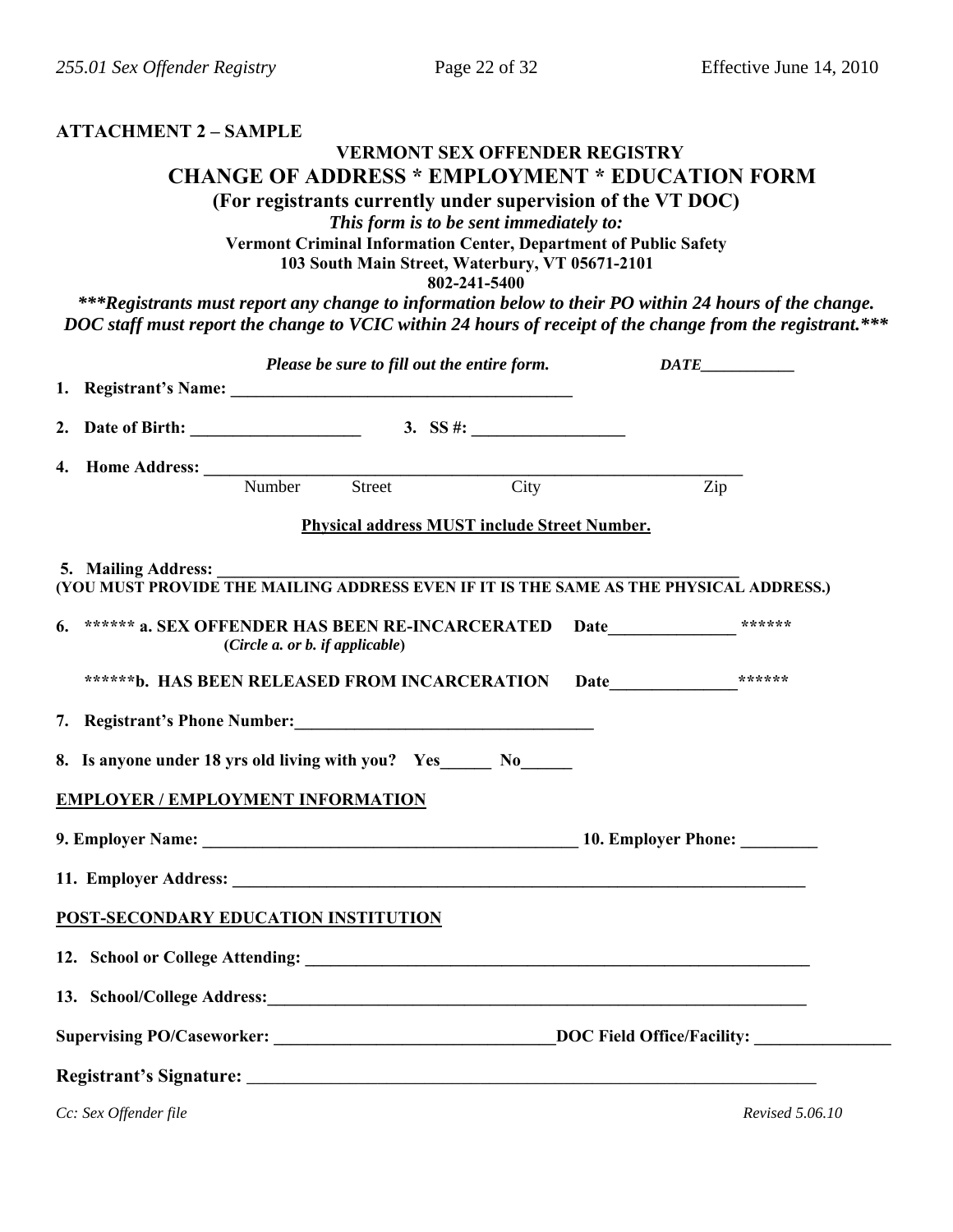**ATTACHMENT 2 – SAMPLE**

# VERMONT SEX OFFENDER REGISTRY

## CHANGE OF ADDRESS * EMPLOYMENT * EDUCATION FORM

### (For registrants currently under supervision of the VT DOC)

***This form is to be sent immediately to:***

**Vermont Criminal Information Center, Department of Public Safety**
**103 South Main Street, Waterbury, VT 05671-2101**
**802-241-5400**

***\*\*\*Registrants must report any change to information below to their PO within 24 hours of the change. DOC staff must report the change to VCIC within 24 hours of receipt of the change from the registrant.\*\*\****

***Please be sure to fill out the entire form.*** ***DATE___________***

1. **Registrant's Name: ________________________________________**

2. **Date of Birth: ____________________** 3. **SS #: __________________**

4. **Home Address: ______________________________________________________________**
   Number Street City Zip

**Physical address MUST include Street Number.**

5. **Mailing Address: ______________________________________________________________**
**(YOU MUST PROVIDE THE MAILING ADDRESS EVEN IF IT IS THE SAME AS THE PHYSICAL ADDRESS.)**

6. **\*\*\*\*\*\* a. SEX OFFENDER HAS BEEN RE-INCARCERATED Date_______________ \*\*\*\*\*\***
   **(*Circle a. or b. if applicable*)**

   **\*\*\*\*\*\*b. HAS BEEN RELEASED FROM INCARCERATION Date_______________\*\*\*\*\*\***

7. **Registrant's Phone Number:___________________________________**

8. **Is anyone under 18 yrs old living with you? Yes______ No______**

**EMPLOYER / EMPLOYMENT INFORMATION**

**9. Employer Name: ____________________________________________ 10. Employer Phone: _________**

**11. Employer Address: ______________________________________________________________________**

**POST-SECONDARY EDUCATION INSTITUTION**

**12. School or College Attending: _____________________________________________________________**

**13. School/College Address:__________________________________________________________________**

**Supervising PO/Caseworker: ________________________________DOC Field Office/Facility: ________________**

**Registrant's Signature: ___________________________________________________________________**

*Cc: Sex Offender file* *Revised 5.06.10*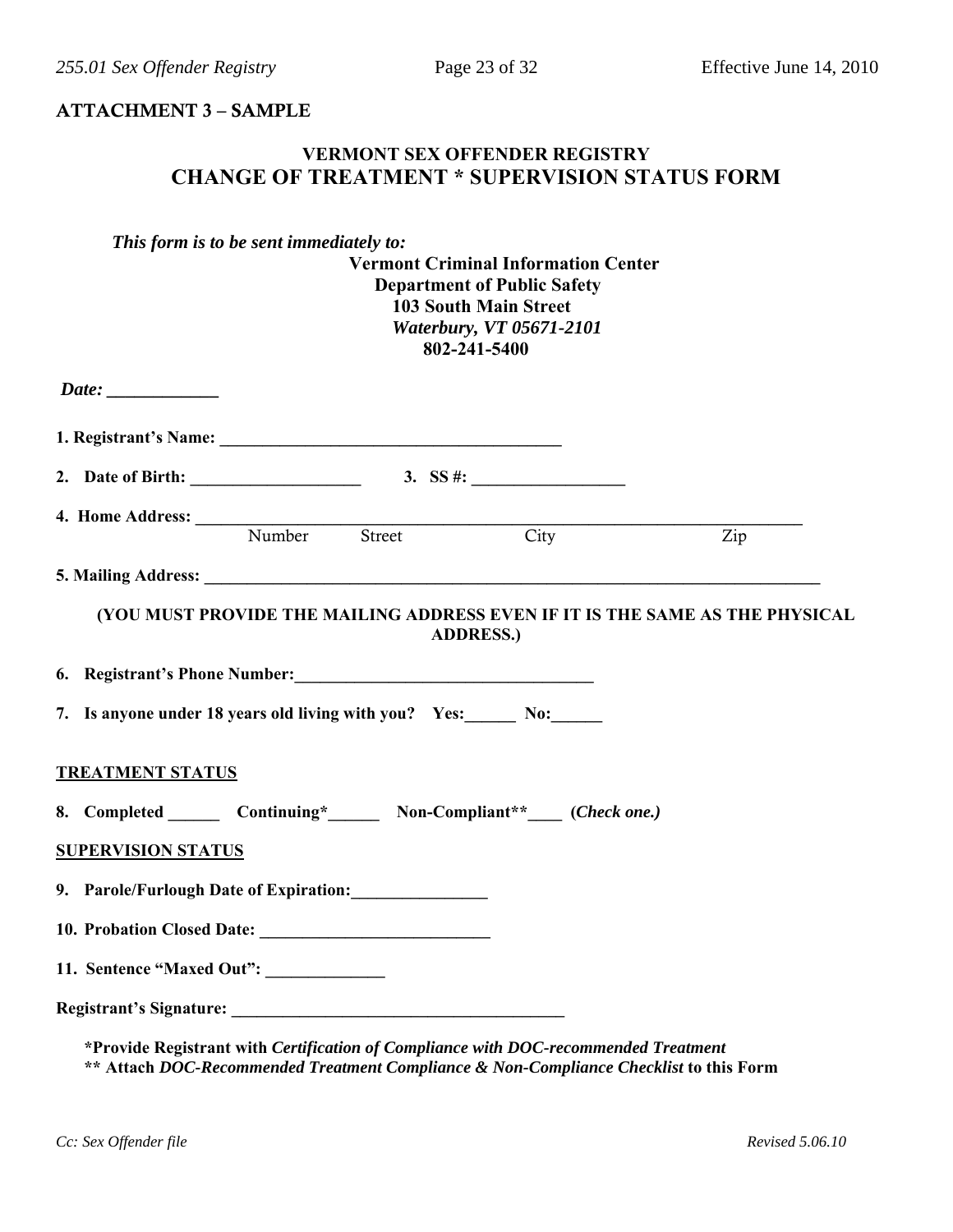**ATTACHMENT 3 – SAMPLE**

# VERMONT SEX OFFENDER REGISTRY

## CHANGE OF TREATMENT * SUPERVISION STATUS FORM

***This form is to be sent immediately to:***

**Vermont Criminal Information Center**
**Department of Public Safety**
**103 South Main Street**
***Waterbury, VT 05671-2101***
**802-241-5400**

***Date:*** ____________

**1. Registrant's Name:** ________________________________________

**2. Date of Birth:** ____________________ **3. SS #:** __________________

**4. Home Address:** ______________________________________________________________________
Number Street City Zip

**5. Mailing Address:** ___________________________________________________________________________

**(YOU MUST PROVIDE THE MAILING ADDRESS EVEN IF IT IS THE SAME AS THE PHYSICAL ADDRESS.)**

**6. Registrant's Phone Number:**___________________________________

**7. Is anyone under 18 years old living with you? Yes:______ No:______**

**TREATMENT STATUS**

**8. Completed ______ Continuing*______ Non-Compliant**____ (*Check one.*)**

**SUPERVISION STATUS**

**9. Parole/Furlough Date of Expiration:**________________

**10. Probation Closed Date:** ___________________________

**11. Sentence "Maxed Out":** ______________

**Registrant's Signature:** ________________________________________

**\*Provide Registrant with *Certification of Compliance with DOC-recommended Treatment***
**\*\* Attach *DOC-Recommended Treatment Compliance & Non-Compliance Checklist* to this Form**

*Cc: Sex Offender file* *Revised 5.06.10*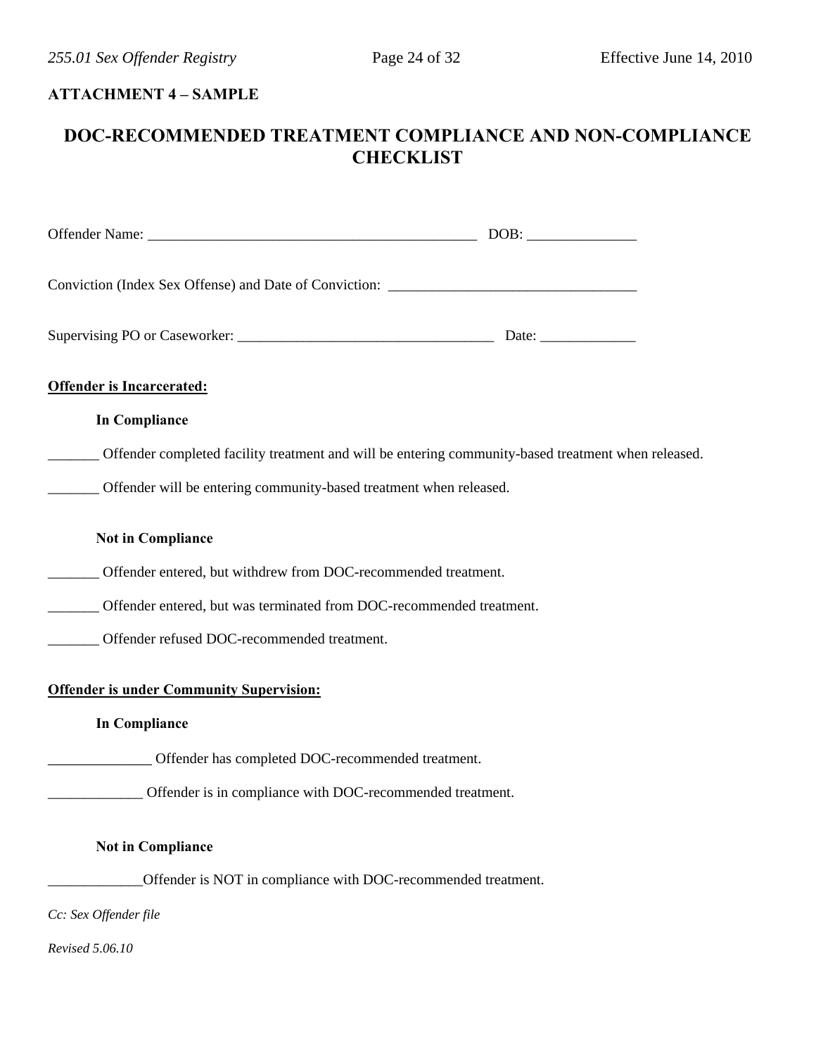**ATTACHMENT 4 – SAMPLE**

# DOC-RECOMMENDED TREATMENT COMPLIANCE AND NON-COMPLIANCE CHECKLIST

Offender Name: _______________________________________________ DOB: _______________

Conviction (Index Sex Offense) and Date of Conviction: __________________________________

Supervising PO or Caseworker: ___________________________________ Date: _____________

**Offender is Incarcerated:**

**In Compliance**

_______ Offender completed facility treatment and will be entering community-based treatment when released.

_______ Offender will be entering community-based treatment when released.

**Not in Compliance**

_______ Offender entered, but withdrew from DOC-recommended treatment.

_______ Offender entered, but was terminated from DOC-recommended treatment.

_______ Offender refused DOC-recommended treatment.

**Offender is under Community Supervision:**

**In Compliance**

______________ Offender has completed DOC-recommended treatment.

_____________ Offender is in compliance with DOC-recommended treatment.

**Not in Compliance**

_____________Offender is NOT in compliance with DOC-recommended treatment.

*Cc: Sex Offender file*

*Revised 5.06.10*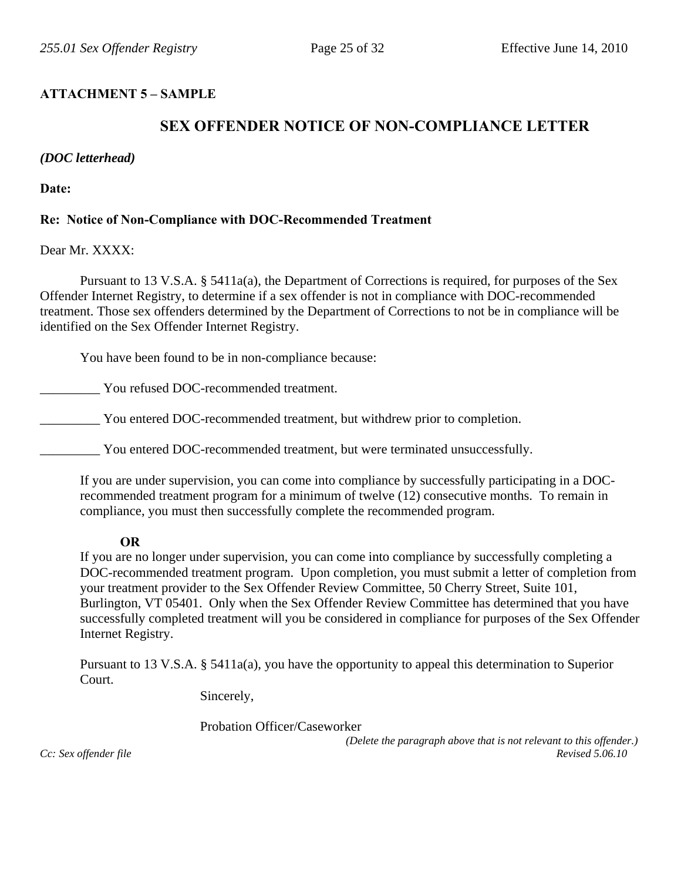**ATTACHMENT 5 – SAMPLE**

## SEX OFFENDER NOTICE OF NON-COMPLIANCE LETTER

***(DOC letterhead)***

**Date:**

**Re: Notice of Non-Compliance with DOC-Recommended Treatment**

Dear Mr. XXXX:

Pursuant to 13 V.S.A. § 5411a(a), the Department of Corrections is required, for purposes of the Sex Offender Internet Registry, to determine if a sex offender is not in compliance with DOC-recommended treatment. Those sex offenders determined by the Department of Corrections to not be in compliance will be identified on the Sex Offender Internet Registry.

You have been found to be in non-compliance because:

_________ You refused DOC-recommended treatment.

_________ You entered DOC-recommended treatment, but withdrew prior to completion.

_________ You entered DOC-recommended treatment, but were terminated unsuccessfully.

If you are under supervision, you can come into compliance by successfully participating in a DOC-recommended treatment program for a minimum of twelve (12) consecutive months. To remain in compliance, you must then successfully complete the recommended program.

**OR**

If you are no longer under supervision, you can come into compliance by successfully completing a DOC-recommended treatment program. Upon completion, you must submit a letter of completion from your treatment provider to the Sex Offender Review Committee, 50 Cherry Street, Suite 101, Burlington, VT 05401. Only when the Sex Offender Review Committee has determined that you have successfully completed treatment will you be considered in compliance for purposes of the Sex Offender Internet Registry.

Pursuant to 13 V.S.A. § 5411a(a), you have the opportunity to appeal this determination to Superior Court.

Sincerely,

Probation Officer/Caseworker

*(Delete the paragraph above that is not relevant to this offender.)*

*Cc: Sex offender file*

*Revised 5.06.10*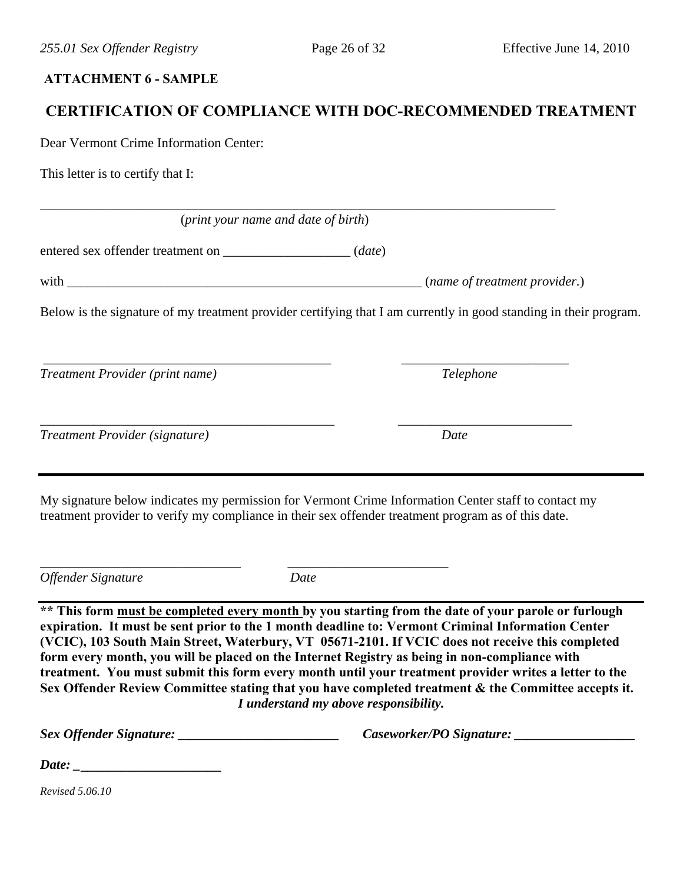**ATTACHMENT 6 - SAMPLE**

## CERTIFICATION OF COMPLIANCE WITH DOC-RECOMMENDED TREATMENT

Dear Vermont Crime Information Center:

This letter is to certify that I:

______________________________________________________________________________
(*print your name and date of birth*)

entered sex offender treatment on ___________________ (*date*)

with ______________________________________________________ (*name of treatment provider*.)

Below is the signature of my treatment provider certifying that I am currently in good standing in their program.

____________________________________________ ________________________
*Treatment Provider (print name)* *Telephone*

____________________________________________ ________________________
*Treatment Provider (signature)* *Date*

---

My signature below indicates my permission for Vermont Crime Information Center staff to contact my treatment provider to verify my compliance in their sex offender treatment program as of this date.

______________________________ ________________________
*Offender Signature* *Date*

---

**\*\* This form <u>must be completed every month</u> by you starting from the date of your parole or furlough expiration. It must be sent prior to the 1 month deadline to: Vermont Criminal Information Center (VCIC), 103 South Main Street, Waterbury, VT 05671-2101. If VCIC does not receive this completed form every month, you will be placed on the Internet Registry as being in non-compliance with treatment. You must submit this form every month until your treatment provider writes a letter to the Sex Offender Review Committee stating that you have completed treatment & the Committee accepts it.**

***I understand my above responsibility.***

***Sex Offender Signature:*** ________________________ ***Caseworker/PO Signature:*** __________________

***Date:*** ______________________

*Revised 5.06.10*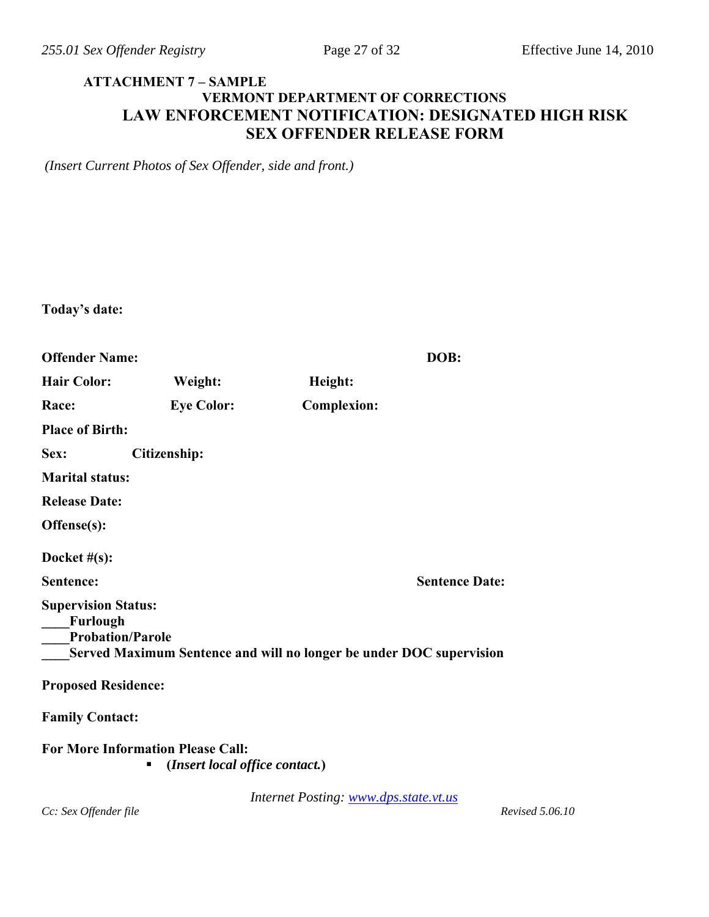**ATTACHMENT 7 – SAMPLE**

**VERMONT DEPARTMENT OF CORRECTIONS**

# LAW ENFORCEMENT NOTIFICATION: DESIGNATED HIGH RISK SEX OFFENDER RELEASE FORM

*(Insert Current Photos of Sex Offender, side and front.)*

**Today's date:**

**Offender Name:** **DOB:**

**Hair Color:** **Weight:** **Height:**

**Race:** **Eye Color:** **Complexion:**

**Place of Birth:**

**Sex:** **Citizenship:**

**Marital status:**

**Release Date:**

**Offense(s):**

**Docket #(s):**

**Sentence:** **Sentence Date:**

**Supervision Status:**

**____Furlough**

**____Probation/Parole**

**____Served Maximum Sentence and will no longer be under DOC supervision**

**Proposed Residence:**

**Family Contact:**

**For More Information Please Call:**

- **(*Insert local office contact.*)**

*Internet Posting: www.dps.state.vt.us*

*Cc: Sex Offender file*

*Revised 5.06.10*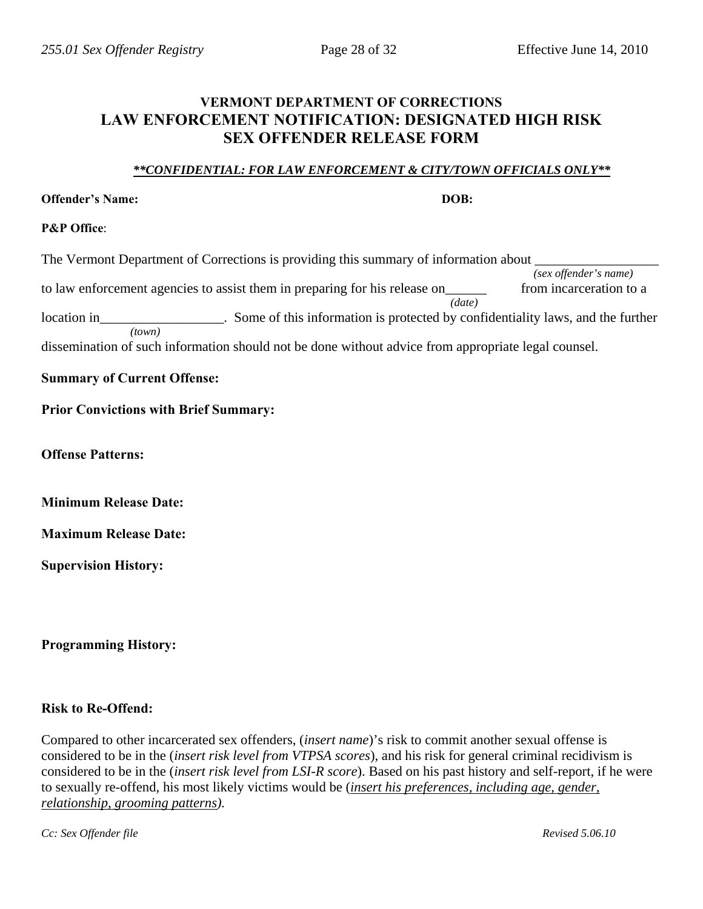## VERMONT DEPARTMENT OF CORRECTIONS

# LAW ENFORCEMENT NOTIFICATION: DESIGNATED HIGH RISK SEX OFFENDER RELEASE FORM

***\*\*CONFIDENTIAL: FOR LAW ENFORCEMENT & CITY/TOWN OFFICIALS ONLY\*\****

**Offender's Name:** **DOB:**

**P&P Office**:

The Vermont Department of Corrections is providing this summary of information about __________________ *(sex offender's name)* to law enforcement agencies to assist them in preparing for his release on______ *(date)* from incarceration to a location in__________________ *(town)*. Some of this information is protected by confidentiality laws, and the further dissemination of such information should not be done without advice from appropriate legal counsel.

**Summary of Current Offense:**

**Prior Convictions with Brief Summary:**

**Offense Patterns:**

**Minimum Release Date:**

**Maximum Release Date:**

**Supervision History:**

**Programming History:**

**Risk to Re-Offend:**

Compared to other incarcerated sex offenders, (*insert name*)'s risk to commit another sexual offense is considered to be in the (*insert risk level from VTPSA scores*), and his risk for general criminal recidivism is considered to be in the (*insert risk level from LSI-R score*). Based on his past history and self-report, if he were to sexually re-offend, his most likely victims would be (*<u>insert his preferences, including age, gender, relationship, grooming patterns</u>).*

*Cc: Sex Offender file*

*Revised 5.06.10*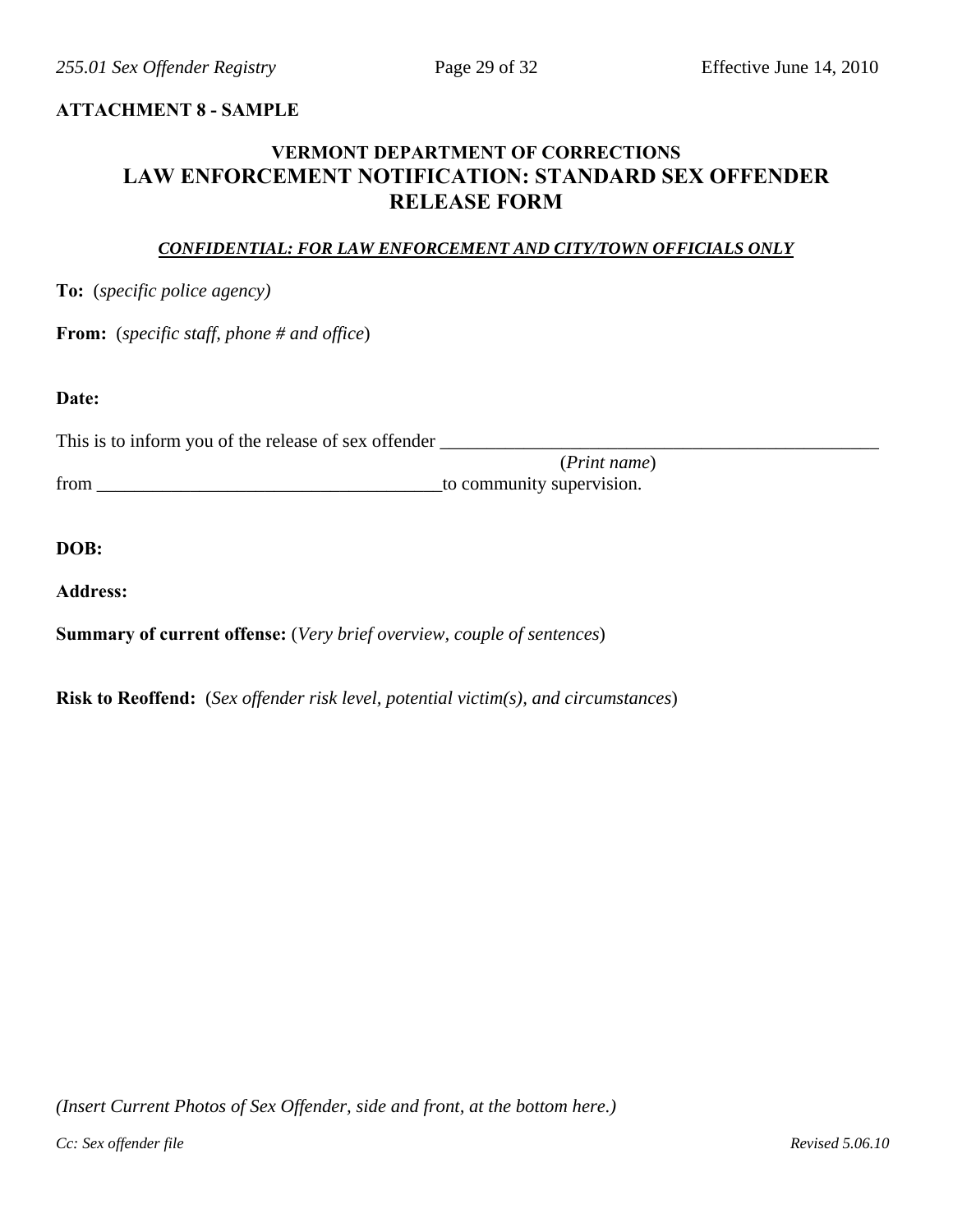**ATTACHMENT 8 - SAMPLE**

# VERMONT DEPARTMENT OF CORRECTIONS
# LAW ENFORCEMENT NOTIFICATION: STANDARD SEX OFFENDER RELEASE FORM

***CONFIDENTIAL: FOR LAW ENFORCEMENT AND CITY/TOWN OFFICIALS ONLY***

**To:** (*specific police agency)*

**From:** (*specific staff, phone # and office*)

**Date:**

This is to inform you of the release of sex offender ______________________________________________
(*Print name*)
from ____________________________________to community supervision.

**DOB:**

**Address:**

**Summary of current offense:** (*Very brief overview, couple of sentences*)

**Risk to Reoffend:** (*Sex offender risk level, potential victim(s), and circumstances*)

*(Insert Current Photos of Sex Offender, side and front, at the bottom here.)*

*Cc: Sex offender file* *Revised 5.06.10*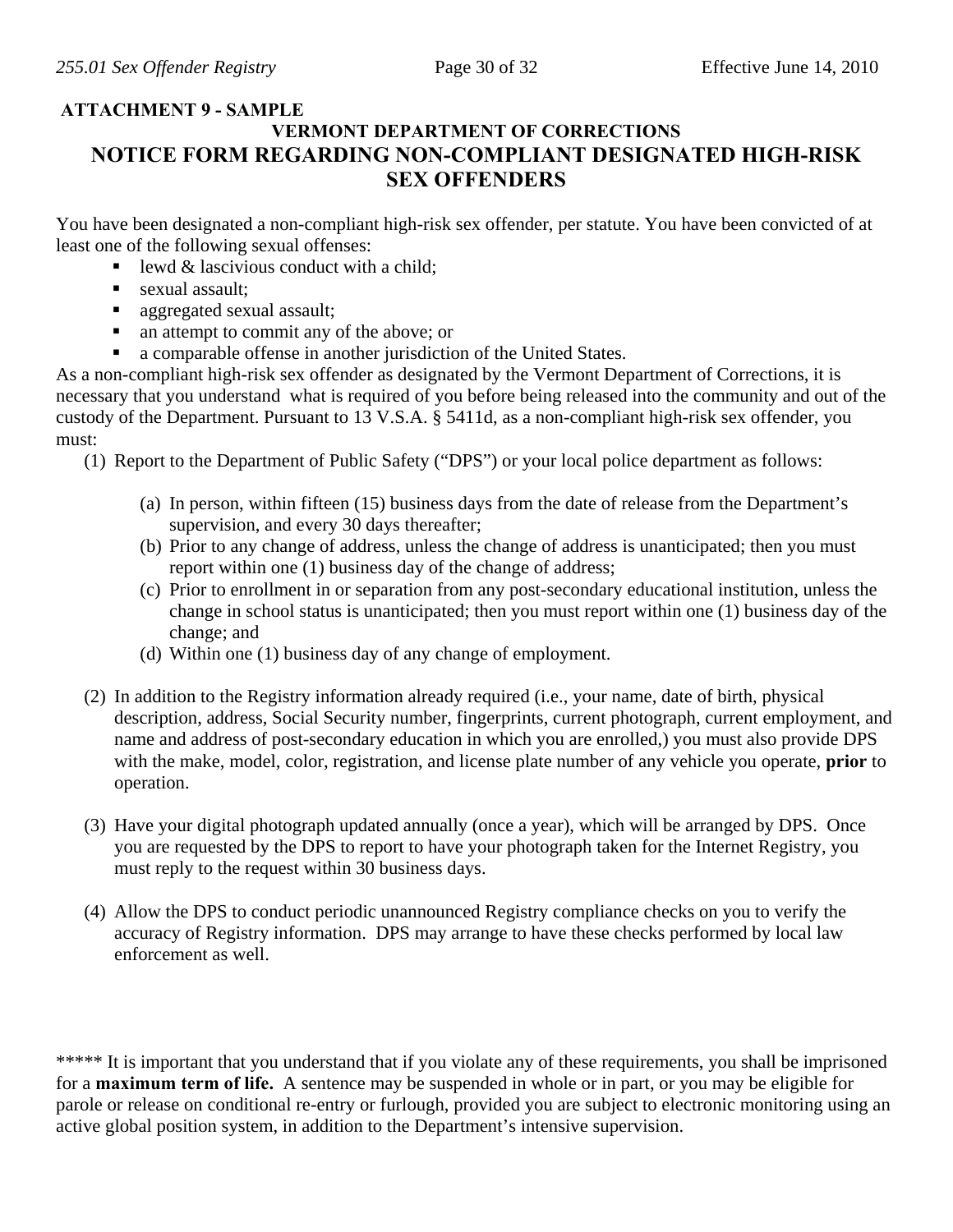**ATTACHMENT 9 - SAMPLE**

## VERMONT DEPARTMENT OF CORRECTIONS

# NOTICE FORM REGARDING NON-COMPLIANT DESIGNATED HIGH-RISK SEX OFFENDERS

You have been designated a non-compliant high-risk sex offender, per statute. You have been convicted of at least one of the following sexual offenses:

- lewd & lascivious conduct with a child;
- sexual assault;
- aggregated sexual assault;
- an attempt to commit any of the above; or
- a comparable offense in another jurisdiction of the United States.

As a non-compliant high-risk sex offender as designated by the Vermont Department of Corrections, it is necessary that you understand what is required of you before being released into the community and out of the custody of the Department. Pursuant to 13 V.S.A. § 5411d, as a non-compliant high-risk sex offender, you must:

(1) Report to the Department of Public Safety ("DPS") or your local police department as follows:

   (a) In person, within fifteen (15) business days from the date of release from the Department's supervision, and every 30 days thereafter;
   (b) Prior to any change of address, unless the change of address is unanticipated; then you must report within one (1) business day of the change of address;
   (c) Prior to enrollment in or separation from any post-secondary educational institution, unless the change in school status is unanticipated; then you must report within one (1) business day of the change; and
   (d) Within one (1) business day of any change of employment.

(2) In addition to the Registry information already required (i.e., your name, date of birth, physical description, address, Social Security number, fingerprints, current photograph, current employment, and name and address of post-secondary education in which you are enrolled,) you must also provide DPS with the make, model, color, registration, and license plate number of any vehicle you operate, **prior** to operation.

(3) Have your digital photograph updated annually (once a year), which will be arranged by DPS. Once you are requested by the DPS to report to have your photograph taken for the Internet Registry, you must reply to the request within 30 business days.

(4) Allow the DPS to conduct periodic unannounced Registry compliance checks on you to verify the accuracy of Registry information. DPS may arrange to have these checks performed by local law enforcement as well.

***** It is important that you understand that if you violate any of these requirements, you shall be imprisoned for a **maximum term of life.** A sentence may be suspended in whole or in part, or you may be eligible for parole or release on conditional re-entry or furlough, provided you are subject to electronic monitoring using an active global position system, in addition to the Department's intensive supervision.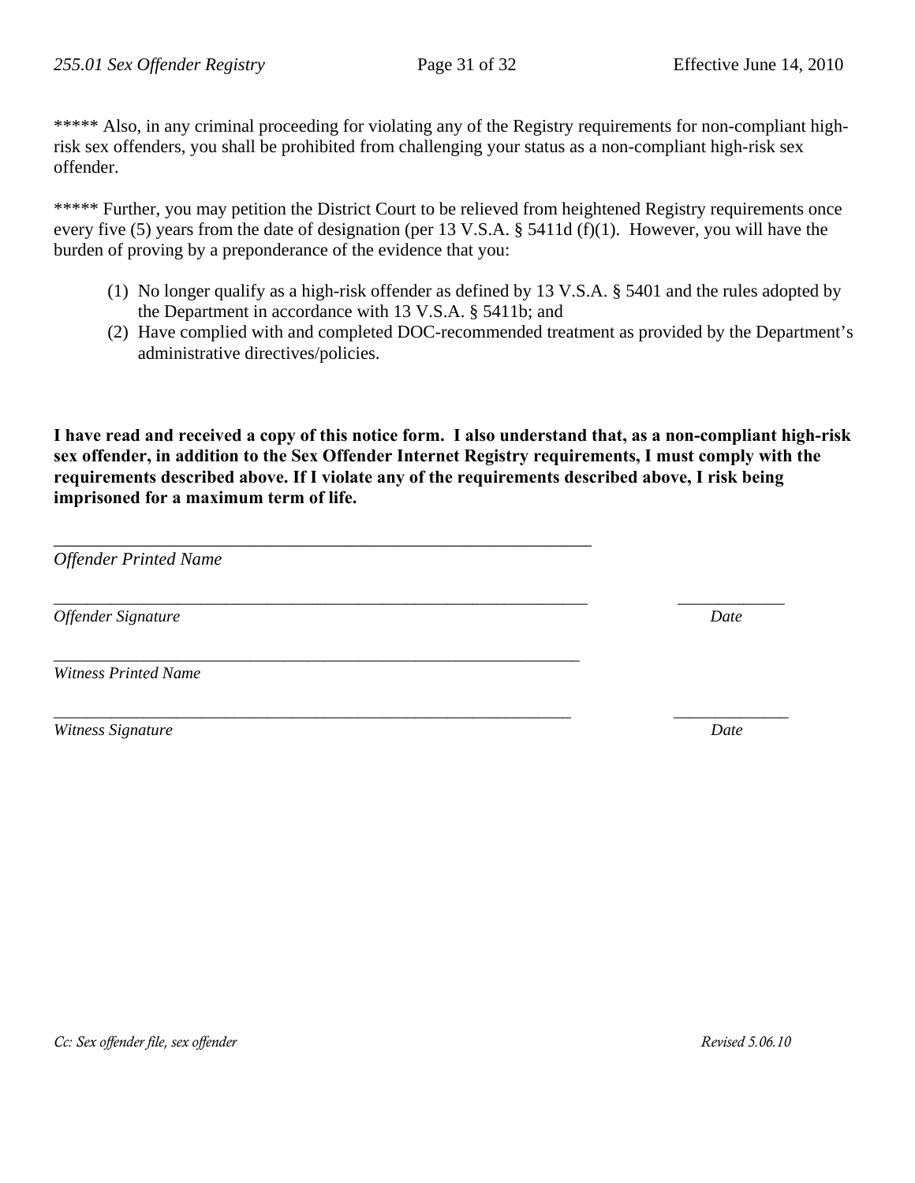***** Also, in any criminal proceeding for violating any of the Registry requirements for non-compliant high-risk sex offenders, you shall be prohibited from challenging your status as a non-compliant high-risk sex offender.

***** Further, you may petition the District Court to be relieved from heightened Registry requirements once every five (5) years from the date of designation (per 13 V.S.A. § 5411d (f)(1). However, you will have the burden of proving by a preponderance of the evidence that you:

(1) No longer qualify as a high-risk offender as defined by 13 V.S.A. § 5401 and the rules adopted by the Department in accordance with 13 V.S.A. § 5411b; and
(2) Have complied with and completed DOC-recommended treatment as provided by the Department's administrative directives/policies.

**I have read and received a copy of this notice form. I also understand that, as a non-compliant high-risk sex offender, in addition to the Sex Offender Internet Registry requirements, I must comply with the requirements described above. If I violate any of the requirements described above, I risk being imprisoned for a maximum term of life.**

_______________________________________________________________
*Offender Printed Name*

_______________________________________________________________ ____________
*Offender Signature* *Date*

_______________________________________________________________
*Witness Printed Name*

_______________________________________________________________ ____________
*Witness Signature* *Date*

*Cc: Sex offender file, sex offender* *Revised 5.06.10*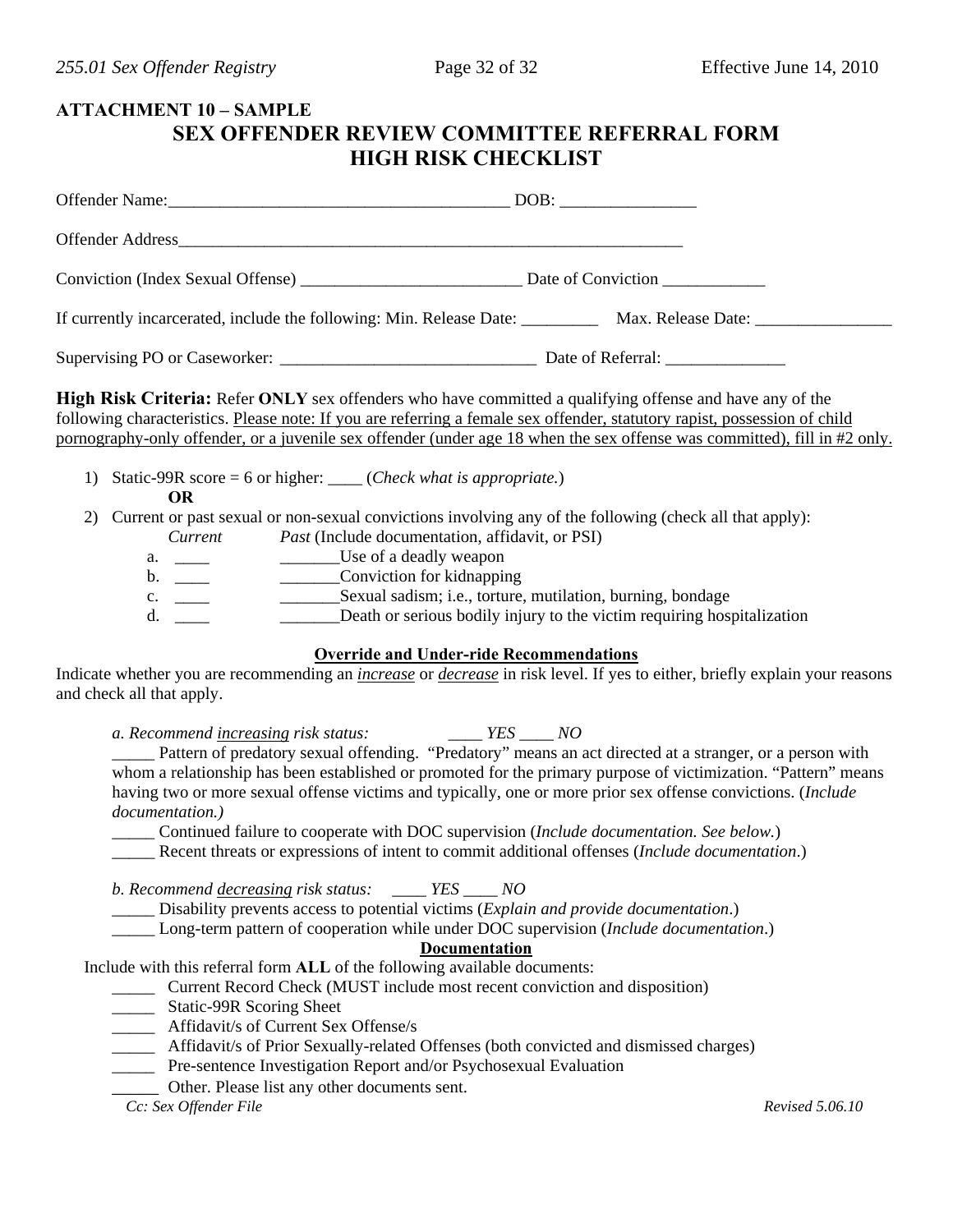**ATTACHMENT 10 – SAMPLE**

## SEX OFFENDER REVIEW COMMITTEE REFERRAL FORM
## HIGH RISK CHECKLIST

Offender Name:________________________________________ DOB: ________________

Offender Address______________________________________________________________

Conviction (Index Sexual Offense) __________________________ Date of Conviction ____________

If currently incarcerated, include the following: Min. Release Date: _________ Max. Release Date: ________________

Supervising PO or Caseworker: ______________________________ Date of Referral: ______________

**High Risk Criteria:** Refer **ONLY** sex offenders who have committed a qualifying offense and have any of the following characteristics. <u>Please note: If you are referring a female sex offender, statutory rapist, possession of child pornography-only offender, or a juvenile sex offender (under age 18 when the sex offense was committed), fill in #2 only.</u>

1) Static-99R score = 6 or higher: ____ (*Check what is appropriate.*)

   **OR**

2) Current or past sexual or non-sexual convictions involving any of the following (check all that apply):

   *Current* *Past* (Include documentation, affidavit, or PSI)

   a. ____ _______Use of a deadly weapon
   b. ____ _______Conviction for kidnapping
   c. ____ _______Sexual sadism; i.e., torture, mutilation, burning, bondage
   d. ____ _______Death or serious bodily injury to the victim requiring hospitalization

**<u>Override and Under-ride Recommendations</u>**

Indicate whether you are recommending an *<u>increase</u>* or *<u>decrease</u>* in risk level. If yes to either, briefly explain your reasons and check all that apply.

*a. Recommend <u>increasing</u> risk status:* ____ *YES* ____ *NO*

_____ Pattern of predatory sexual offending. "Predatory" means an act directed at a stranger, or a person with whom a relationship has been established or promoted for the primary purpose of victimization. "Pattern" means having two or more sexual offense victims and typically, one or more prior sex offense convictions. (*Include documentation.)*

_____ Continued failure to cooperate with DOC supervision (*Include documentation. See below.*)

_____ Recent threats or expressions of intent to commit additional offenses (*Include documentation*.)

*b. Recommend <u>decreasing</u> risk status:* ____ *YES* ____ *NO*

_____ Disability prevents access to potential victims (*Explain and provide documentation*.)

_____ Long-term pattern of cooperation while under DOC supervision (*Include documentation*.)

**<u>Documentation</u>**

Include with this referral form **ALL** of the following available documents:

_____ Current Record Check (MUST include most recent conviction and disposition)

_____ Static-99R Scoring Sheet

_____ Affidavit/s of Current Sex Offense/s

_____ Affidavit/s of Prior Sexually-related Offenses (both convicted and dismissed charges)

_____ Pre-sentence Investigation Report and/or Psychosexual Evaluation

_____ Other. Please list any other documents sent.

*Cc: Sex Offender File* *Revised 5.06.10*